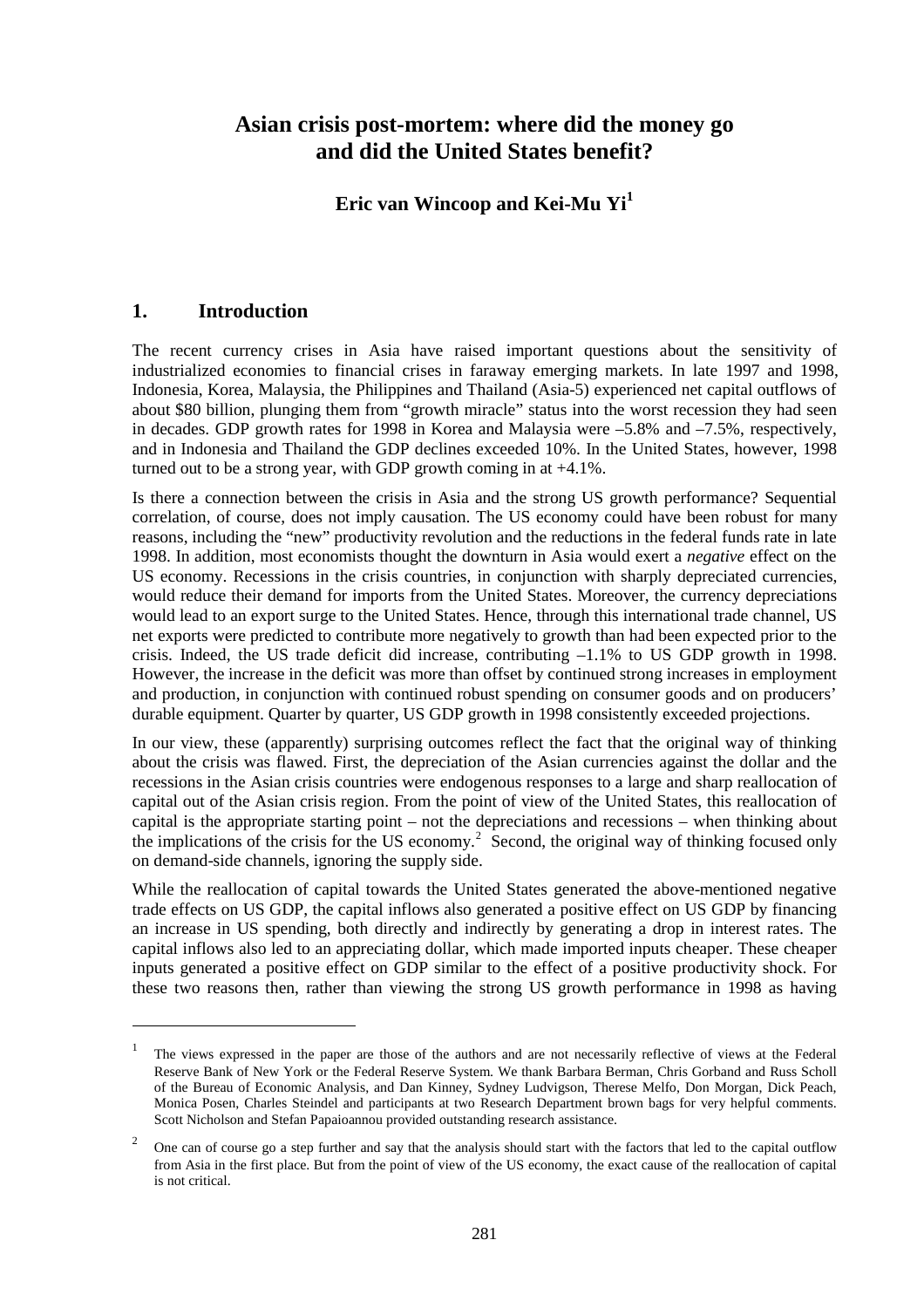# Asian crisis post-mortem: where did the money go and did the United States benefit?

**Eric van Wincoop and Kei-Mu Yi**[1]

## 1. Introduction

The recent currency crises in Asia have raised important questions about the sensitivity of industrialized economies to financial crises in faraway emerging markets. In late 1997 and 1998, Indonesia, Korea, Malaysia, the Philippines and Thailand (Asia-5) experienced net capital outflows of about \$80 billion, plunging them from "growth miracle" status into the worst recession they had seen in decades. GDP growth rates for 1998 in Korea and Malaysia were –5.8% and –7.5%, respectively, and in Indonesia and Thailand the GDP declines exceeded 10%. In the United States, however, 1998 turned out to be a strong year, with GDP growth coming in at +4.1%.

Is there a connection between the crisis in Asia and the strong US growth performance? Sequential correlation, of course, does not imply causation. The US economy could have been robust for many reasons, including the "new" productivity revolution and the reductions in the federal funds rate in late 1998. In addition, most economists thought the downturn in Asia would exert a *negative* effect on the US economy. Recessions in the crisis countries, in conjunction with sharply depreciated currencies, would reduce their demand for imports from the United States. Moreover, the currency depreciations would lead to an export surge to the United States. Hence, through this international trade channel, US net exports were predicted to contribute more negatively to growth than had been expected prior to the crisis. Indeed, the US trade deficit did increase, contributing –1.1% to US GDP growth in 1998. However, the increase in the deficit was more than offset by continued strong increases in employment and production, in conjunction with continued robust spending on consumer goods and on producers' durable equipment. Quarter by quarter, US GDP growth in 1998 consistently exceeded projections.

In our view, these (apparently) surprising outcomes reflect the fact that the original way of thinking about the crisis was flawed. First, the depreciation of the Asian currencies against the dollar and the recessions in the Asian crisis countries were endogenous responses to a large and sharp reallocation of capital out of the Asian crisis region. From the point of view of the United States, this reallocation of capital is the appropriate starting point – not the depreciations and recessions – when thinking about the implications of the crisis for the US economy.[2] Second, the original way of thinking focused only on demand-side channels, ignoring the supply side.

While the reallocation of capital towards the United States generated the above-mentioned negative trade effects on US GDP, the capital inflows also generated a positive effect on US GDP by financing an increase in US spending, both directly and indirectly by generating a drop in interest rates. The capital inflows also led to an appreciating dollar, which made imported inputs cheaper. These cheaper inputs generated a positive effect on GDP similar to the effect of a positive productivity shock. For these two reasons then, rather than viewing the strong US growth performance in 1998 as having

---

[1] The views expressed in the paper are those of the authors and are not necessarily reflective of views at the Federal Reserve Bank of New York or the Federal Reserve System. We thank Barbara Berman, Chris Gorband and Russ Scholl of the Bureau of Economic Analysis, and Dan Kinney, Sydney Ludvigson, Therese Melfo, Don Morgan, Dick Peach, Monica Posen, Charles Steindel and participants at two Research Department brown bags for very helpful comments. Scott Nicholson and Stefan Papaioannou provided outstanding research assistance.

[2] One can of course go a step further and say that the analysis should start with the factors that led to the capital outflow from Asia in the first place. But from the point of view of the US economy, the exact cause of the reallocation of capital is not critical.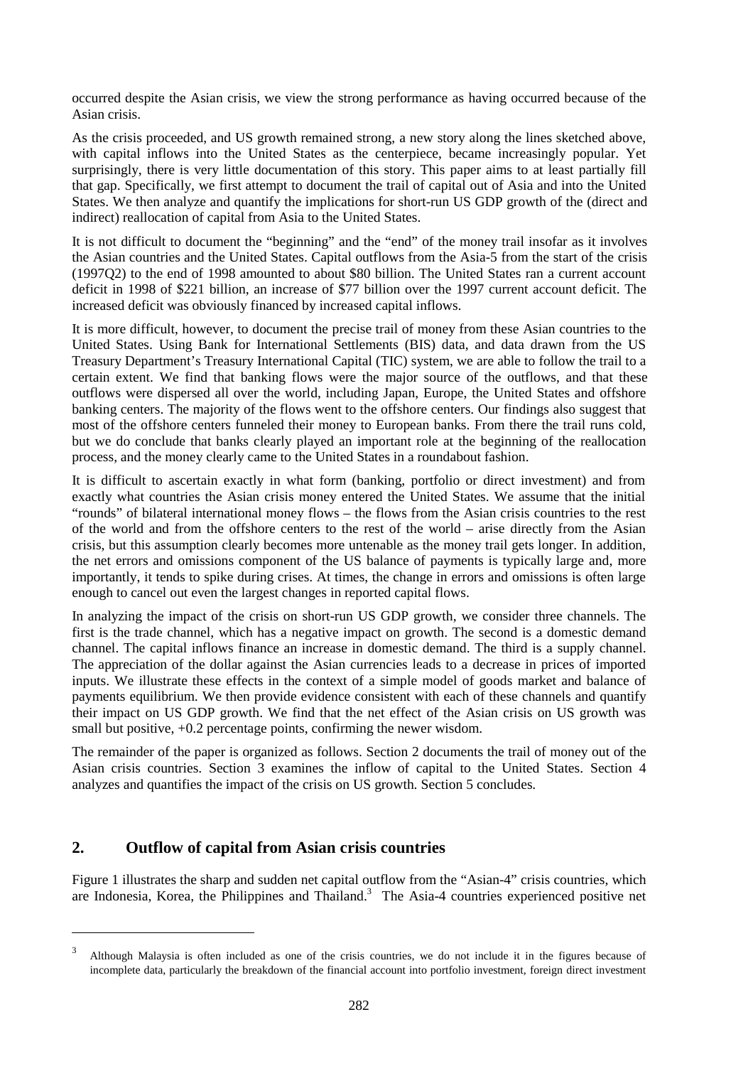occurred despite the Asian crisis, we view the strong performance as having occurred because of the Asian crisis.

As the crisis proceeded, and US growth remained strong, a new story along the lines sketched above, with capital inflows into the United States as the centerpiece, became increasingly popular. Yet surprisingly, there is very little documentation of this story. This paper aims to at least partially fill that gap. Specifically, we first attempt to document the trail of capital out of Asia and into the United States. We then analyze and quantify the implications for short-run US GDP growth of the (direct and indirect) reallocation of capital from Asia to the United States.

It is not difficult to document the "beginning" and the "end" of the money trail insofar as it involves the Asian countries and the United States. Capital outflows from the Asia-5 from the start of the crisis (1997Q2) to the end of 1998 amounted to about \$80 billion. The United States ran a current account deficit in 1998 of \$221 billion, an increase of \$77 billion over the 1997 current account deficit. The increased deficit was obviously financed by increased capital inflows.

It is more difficult, however, to document the precise trail of money from these Asian countries to the United States. Using Bank for International Settlements (BIS) data, and data drawn from the US Treasury Department's Treasury International Capital (TIC) system, we are able to follow the trail to a certain extent. We find that banking flows were the major source of the outflows, and that these outflows were dispersed all over the world, including Japan, Europe, the United States and offshore banking centers. The majority of the flows went to the offshore centers. Our findings also suggest that most of the offshore centers funneled their money to European banks. From there the trail runs cold, but we do conclude that banks clearly played an important role at the beginning of the reallocation process, and the money clearly came to the United States in a roundabout fashion.

It is difficult to ascertain exactly in what form (banking, portfolio or direct investment) and from exactly what countries the Asian crisis money entered the United States. We assume that the initial "rounds" of bilateral international money flows – the flows from the Asian crisis countries to the rest of the world and from the offshore centers to the rest of the world – arise directly from the Asian crisis, but this assumption clearly becomes more untenable as the money trail gets longer. In addition, the net errors and omissions component of the US balance of payments is typically large and, more importantly, it tends to spike during crises. At times, the change in errors and omissions is often large enough to cancel out even the largest changes in reported capital flows.

In analyzing the impact of the crisis on short-run US GDP growth, we consider three channels. The first is the trade channel, which has a negative impact on growth. The second is a domestic demand channel. The capital inflows finance an increase in domestic demand. The third is a supply channel. The appreciation of the dollar against the Asian currencies leads to a decrease in prices of imported inputs. We illustrate these effects in the context of a simple model of goods market and balance of payments equilibrium. We then provide evidence consistent with each of these channels and quantify their impact on US GDP growth. We find that the net effect of the Asian crisis on US growth was small but positive, +0.2 percentage points, confirming the newer wisdom.

The remainder of the paper is organized as follows. Section 2 documents the trail of money out of the Asian crisis countries. Section 3 examines the inflow of capital to the United States. Section 4 analyzes and quantifies the impact of the crisis on US growth. Section 5 concludes.

## 2. Outflow of capital from Asian crisis countries

Figure 1 illustrates the sharp and sudden net capital outflow from the "Asian-4" crisis countries, which are Indonesia, Korea, the Philippines and Thailand.[3] The Asia-4 countries experienced positive net

[3] Although Malaysia is often included as one of the crisis countries, we do not include it in the figures because of incomplete data, particularly the breakdown of the financial account into portfolio investment, foreign direct investment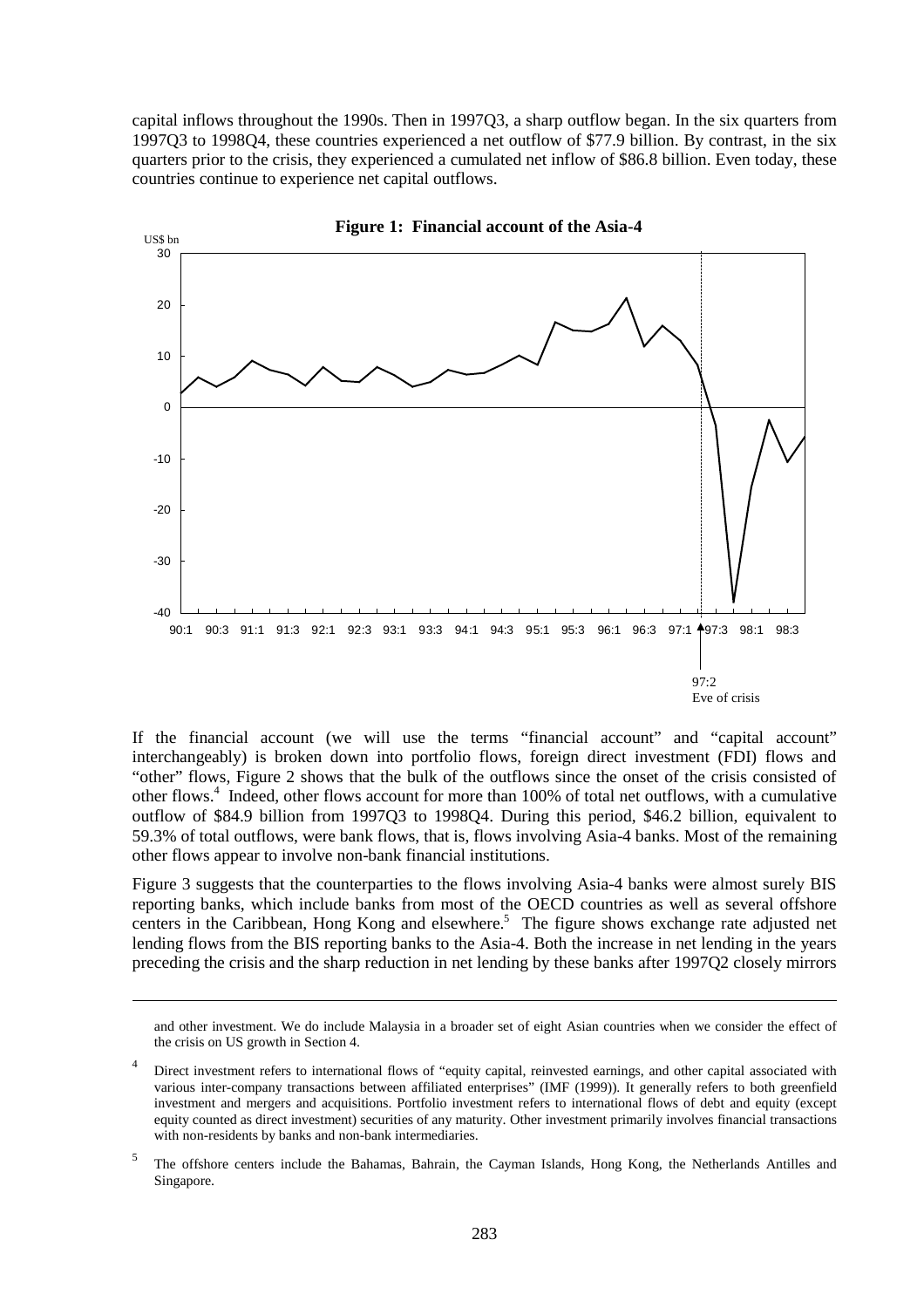capital inflows throughout the 1990s. Then in 1997Q3, a sharp outflow began. In the six quarters from 1997Q3 to 1998Q4, these countries experienced a net outflow of $77.9 billion. By contrast, in the six quarters prior to the crisis, they experienced a cumulated net inflow of $86.8 billion. Even today, these countries continue to experience net capital outflows.

**Figure 1: Financial account of the Asia-4**

If the financial account (we will use the terms "financial account" and "capital account" interchangeably) is broken down into portfolio flows, foreign direct investment (FDI) flows and "other" flows, Figure 2 shows that the bulk of the outflows since the onset of the crisis consisted of other flows.[4] Indeed, other flows account for more than 100% of total net outflows, with a cumulative outflow of $84.9 billion from 1997Q3 to 1998Q4. During this period, $46.2 billion, equivalent to 59.3% of total outflows, were bank flows, that is, flows involving Asia-4 banks. Most of the remaining other flows appear to involve non-bank financial institutions.

Figure 3 suggests that the counterparties to the flows involving Asia-4 banks were almost surely BIS reporting banks, which include banks from most of the OECD countries as well as several offshore centers in the Caribbean, Hong Kong and elsewhere.[5] The figure shows exchange rate adjusted net lending flows from the BIS reporting banks to the Asia-4. Both the increase in net lending in the years preceding the crisis and the sharp reduction in net lending by these banks after 1997Q2 closely mirrors

---

and other investment. We do include Malaysia in a broader set of eight Asian countries when we consider the effect of the crisis on US growth in Section 4.

[4] Direct investment refers to international flows of "equity capital, reinvested earnings, and other capital associated with various inter-company transactions between affiliated enterprises" (IMF (1999)). It generally refers to both greenfield investment and mergers and acquisitions. Portfolio investment refers to international flows of debt and equity (except equity counted as direct investment) securities of any maturity. Other investment primarily involves financial transactions with non-residents by banks and non-bank intermediaries.

[5] The offshore centers include the Bahamas, Bahrain, the Cayman Islands, Hong Kong, the Netherlands Antilles and Singapore.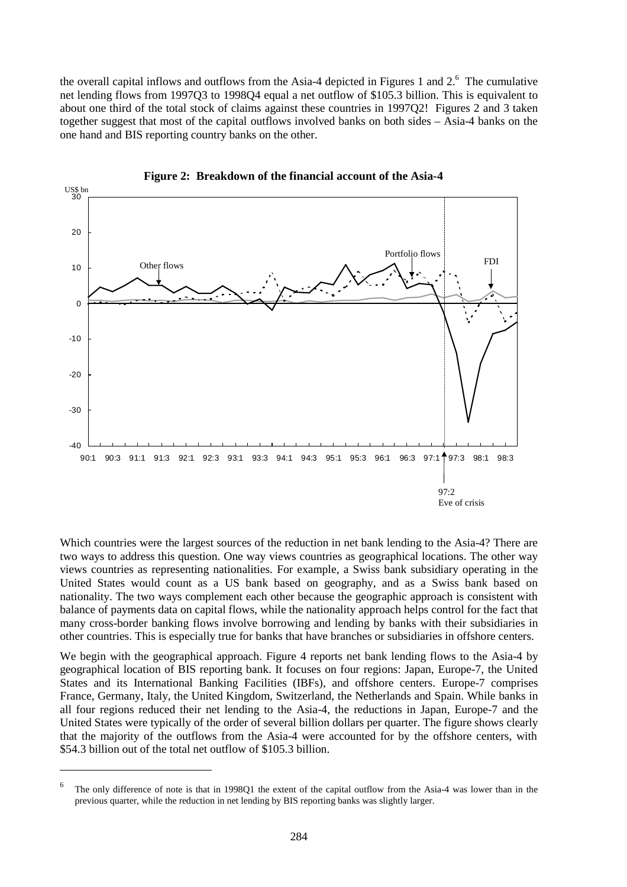the overall capital inflows and outflows from the Asia-4 depicted in Figures 1 and 2.[6] The cumulative net lending flows from 1997Q3 to 1998Q4 equal a net outflow of \$105.3 billion. This is equivalent to about one third of the total stock of claims against these countries in 1997Q2! Figures 2 and 3 taken together suggest that most of the capital outflows involved banks on both sides – Asia-4 banks on the one hand and BIS reporting country banks on the other.

**Figure 2: Breakdown of the financial account of the Asia-4**

Which countries were the largest sources of the reduction in net bank lending to the Asia-4? There are two ways to address this question. One way views countries as geographical locations. The other way views countries as representing nationalities. For example, a Swiss bank subsidiary operating in the United States would count as a US bank based on geography, and as a Swiss bank based on nationality. The two ways complement each other because the geographic approach is consistent with balance of payments data on capital flows, while the nationality approach helps control for the fact that many cross-border banking flows involve borrowing and lending by banks with their subsidiaries in other countries. This is especially true for banks that have branches or subsidiaries in offshore centers.

We begin with the geographical approach. Figure 4 reports net bank lending flows to the Asia-4 by geographical location of BIS reporting bank. It focuses on four regions: Japan, Europe-7, the United States and its International Banking Facilities (IBFs), and offshore centers. Europe-7 comprises France, Germany, Italy, the United Kingdom, Switzerland, the Netherlands and Spain. While banks in all four regions reduced their net lending to the Asia-4, the reductions in Japan, Europe-7 and the United States were typically of the order of several billion dollars per quarter. The figure shows clearly that the majority of the outflows from the Asia-4 were accounted for by the offshore centers, with \$54.3 billion out of the total net outflow of \$105.3 billion.

[6] The only difference of note is that in 1998Q1 the extent of the capital outflow from the Asia-4 was lower than in the previous quarter, while the reduction in net lending by BIS reporting banks was slightly larger.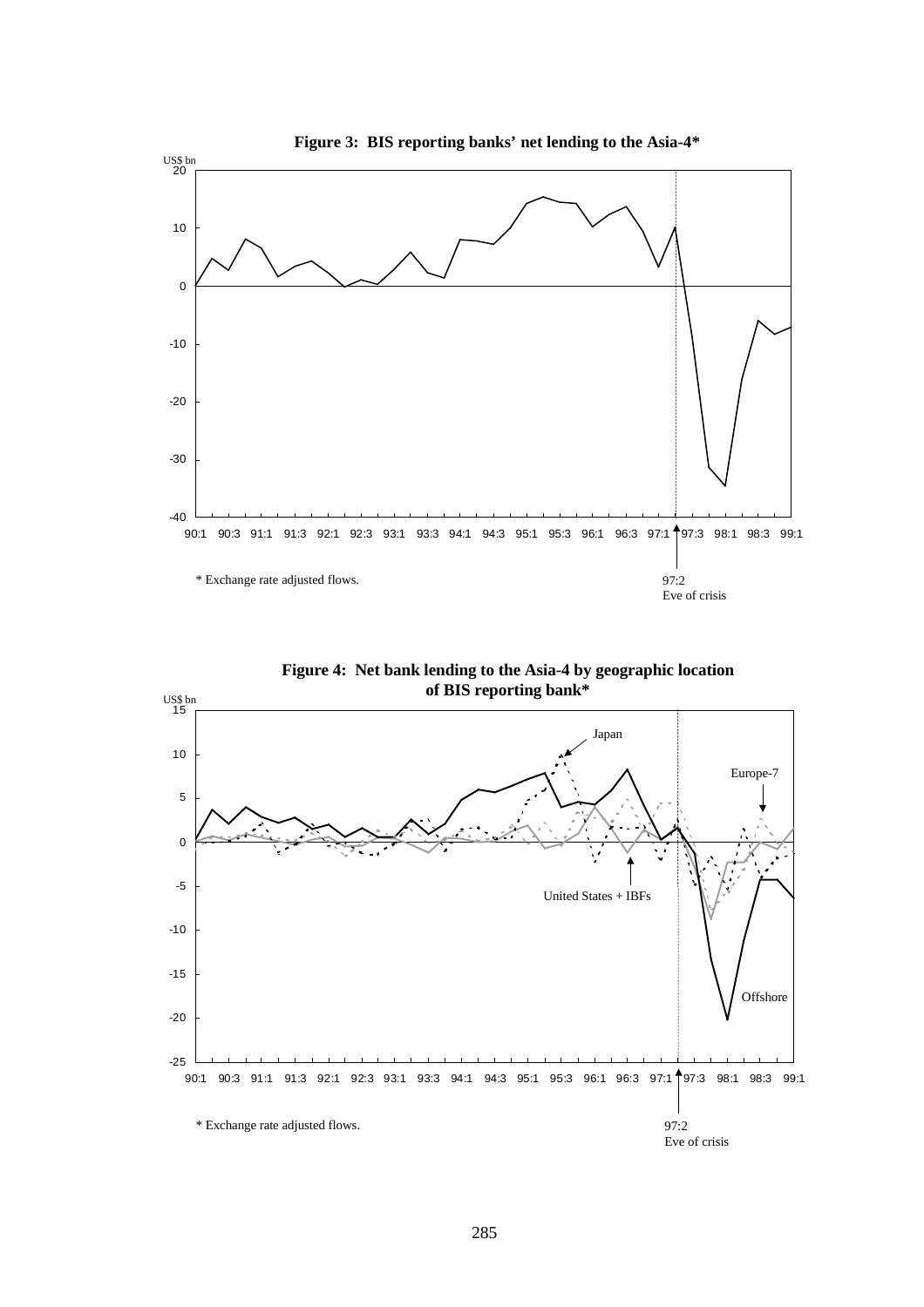**Figure 3: BIS reporting banks' net lending to the Asia-4***

US$ bn

\* Exchange rate adjusted flows.

97:2
Eve of crisis

**Figure 4: Net bank lending to the Asia-4 by geographic location of BIS reporting bank***

US$ bn

Japan

Europe-7

United States + IBFs

Offshore

\* Exchange rate adjusted flows.

97:2
Eve of crisis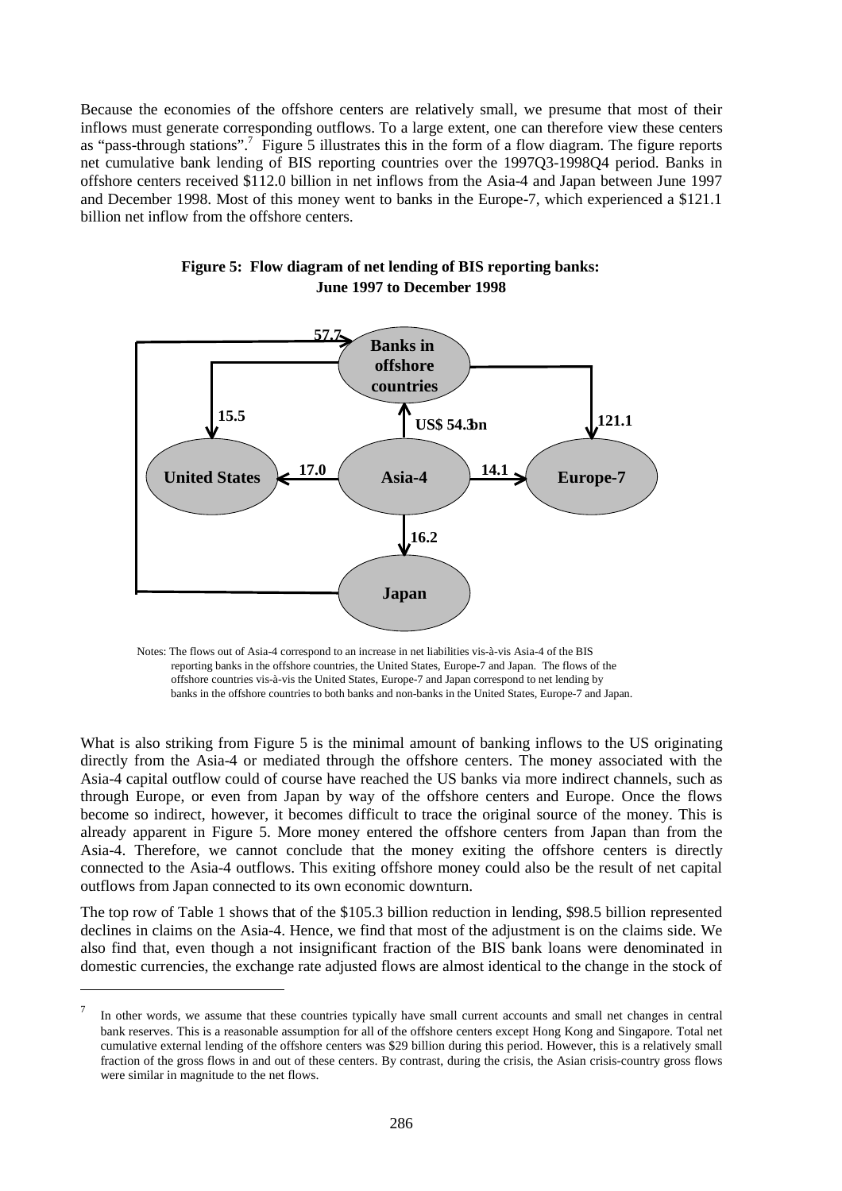Because the economies of the offshore centers are relatively small, we presume that most of their inflows must generate corresponding outflows. To a large extent, one can therefore view these centers as "pass-through stations".[7] Figure 5 illustrates this in the form of a flow diagram. The figure reports net cumulative bank lending of BIS reporting countries over the 1997Q3-1998Q4 period. Banks in offshore centers received $112.0 billion in net inflows from the Asia-4 and Japan between June 1997 and December 1998. Most of this money went to banks in the Europe-7, which experienced a $121.1 billion net inflow from the offshore centers.

**Figure 5: Flow diagram of net lending of BIS reporting banks: June 1997 to December 1998**

Banks in offshore countries

57.7

15.5

US$ 54.3bn

121.1

United States

17.0

Asia-4

14.1

Europe-7

16.2

Japan

Notes: The flows out of Asia-4 correspond to an increase in net liabilities vis-à-vis Asia-4 of the BIS reporting banks in the offshore countries, the United States, Europe-7 and Japan. The flows of the offshore countries vis-à-vis the United States, Europe-7 and Japan correspond to net lending by banks in the offshore countries to both banks and non-banks in the United States, Europe-7 and Japan.

What is also striking from Figure 5 is the minimal amount of banking inflows to the US originating directly from the Asia-4 or mediated through the offshore centers. The money associated with the Asia-4 capital outflow could of course have reached the US banks via more indirect channels, such as through Europe, or even from Japan by way of the offshore centers and Europe. Once the flows become so indirect, however, it becomes difficult to trace the original source of the money. This is already apparent in Figure 5. More money entered the offshore centers from Japan than from the Asia-4. Therefore, we cannot conclude that the money exiting the offshore centers is directly connected to the Asia-4 outflows. This exiting offshore money could also be the result of net capital outflows from Japan connected to its own economic downturn.

The top row of Table 1 shows that of the $105.3 billion reduction in lending, $98.5 billion represented declines in claims on the Asia-4. Hence, we find that most of the adjustment is on the claims side. We also find that, even though a not insignificant fraction of the BIS bank loans were denominated in domestic currencies, the exchange rate adjusted flows are almost identical to the change in the stock of

[7] In other words, we assume that these countries typically have small current accounts and small net changes in central bank reserves. This is a reasonable assumption for all of the offshore centers except Hong Kong and Singapore. Total net cumulative external lending of the offshore centers was $29 billion during this period. However, this is a relatively small fraction of the gross flows in and out of these centers. By contrast, during the crisis, the Asian crisis-country gross flows were similar in magnitude to the net flows.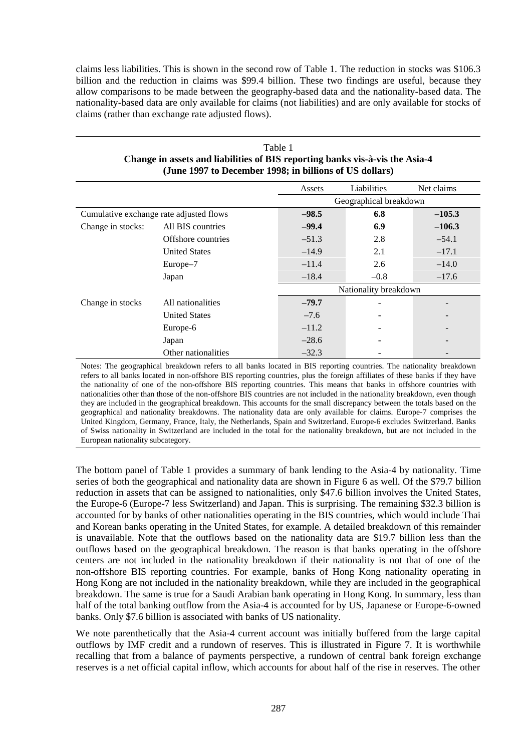claims less liabilities. This is shown in the second row of Table 1. The reduction in stocks was $106.3 billion and the reduction in claims was $99.4 billion. These two findings are useful, because they allow comparisons to be made between the geography-based data and the nationality-based data. The nationality-based data are only available for claims (not liabilities) and are only available for stocks of claims (rather than exchange rate adjusted flows).

Table 1
**Change in assets and liabilities of BIS reporting banks vis-à-vis the Asia-4 (June 1997 to December 1998; in billions of US dollars)**

| | | Assets | Liabilities | Net claims |
|---|---|---|---|---|
| | | Geographical breakdown | | |
| Cumulative exchange rate adjusted flows | | **–98.5** | **6.8** | **–105.3** |
| Change in stocks: | All BIS countries | **–99.4** | **6.9** | **–106.3** |
| | Offshore countries | –51.3 | 2.8 | –54.1 |
| | United States | –14.9 | 2.1 | –17.1 |
| | Europe–7 | –11.4 | 2.6 | –14.0 |
| | Japan | –18.4 | –0.8 | –17.6 |
| | | Nationality breakdown | | |
| Change in stocks | All nationalities | **–79.7** | - | - |
| | United States | –7.6 | - | - |
| | Europe-6 | –11.2 | - | - |
| | Japan | –28.6 | - | - |
| | Other nationalities | –32.3 | - | - |

Notes: The geographical breakdown refers to all banks located in BIS reporting countries. The nationality breakdown refers to all banks located in non-offshore BIS reporting countries, plus the foreign affiliates of these banks if they have the nationality of one of the non-offshore BIS reporting countries. This means that banks in offshore countries with nationalities other than those of the non-offshore BIS countries are not included in the nationality breakdown, even though they are included in the geographical breakdown. This accounts for the small discrepancy between the totals based on the geographical and nationality breakdowns. The nationality data are only available for claims. Europe-7 comprises the United Kingdom, Germany, France, Italy, the Netherlands, Spain and Switzerland. Europe-6 excludes Switzerland. Banks of Swiss nationality in Switzerland are included in the total for the nationality breakdown, but are not included in the European nationality subcategory.

The bottom panel of Table 1 provides a summary of bank lending to the Asia-4 by nationality. Time series of both the geographical and nationality data are shown in Figure 6 as well. Of the $79.7 billion reduction in assets that can be assigned to nationalities, only $47.6 billion involves the United States, the Europe-6 (Europe-7 less Switzerland) and Japan. This is surprising. The remaining $32.3 billion is accounted for by banks of other nationalities operating in the BIS countries, which would include Thai and Korean banks operating in the United States, for example. A detailed breakdown of this remainder is unavailable. Note that the outflows based on the nationality data are $19.7 billion less than the outflows based on the geographical breakdown. The reason is that banks operating in the offshore centers are not included in the nationality breakdown if their nationality is not that of one of the non-offshore BIS reporting countries. For example, banks of Hong Kong nationality operating in Hong Kong are not included in the nationality breakdown, while they are included in the geographical breakdown. The same is true for a Saudi Arabian bank operating in Hong Kong. In summary, less than half of the total banking outflow from the Asia-4 is accounted for by US, Japanese or Europe-6-owned banks. Only $7.6 billion is associated with banks of US nationality.

We note parenthetically that the Asia-4 current account was initially buffered from the large capital outflows by IMF credit and a rundown of reserves. This is illustrated in Figure 7. It is worthwhile recalling that from a balance of payments perspective, a rundown of central bank foreign exchange reserves is a net official capital inflow, which accounts for about half of the rise in reserves. The other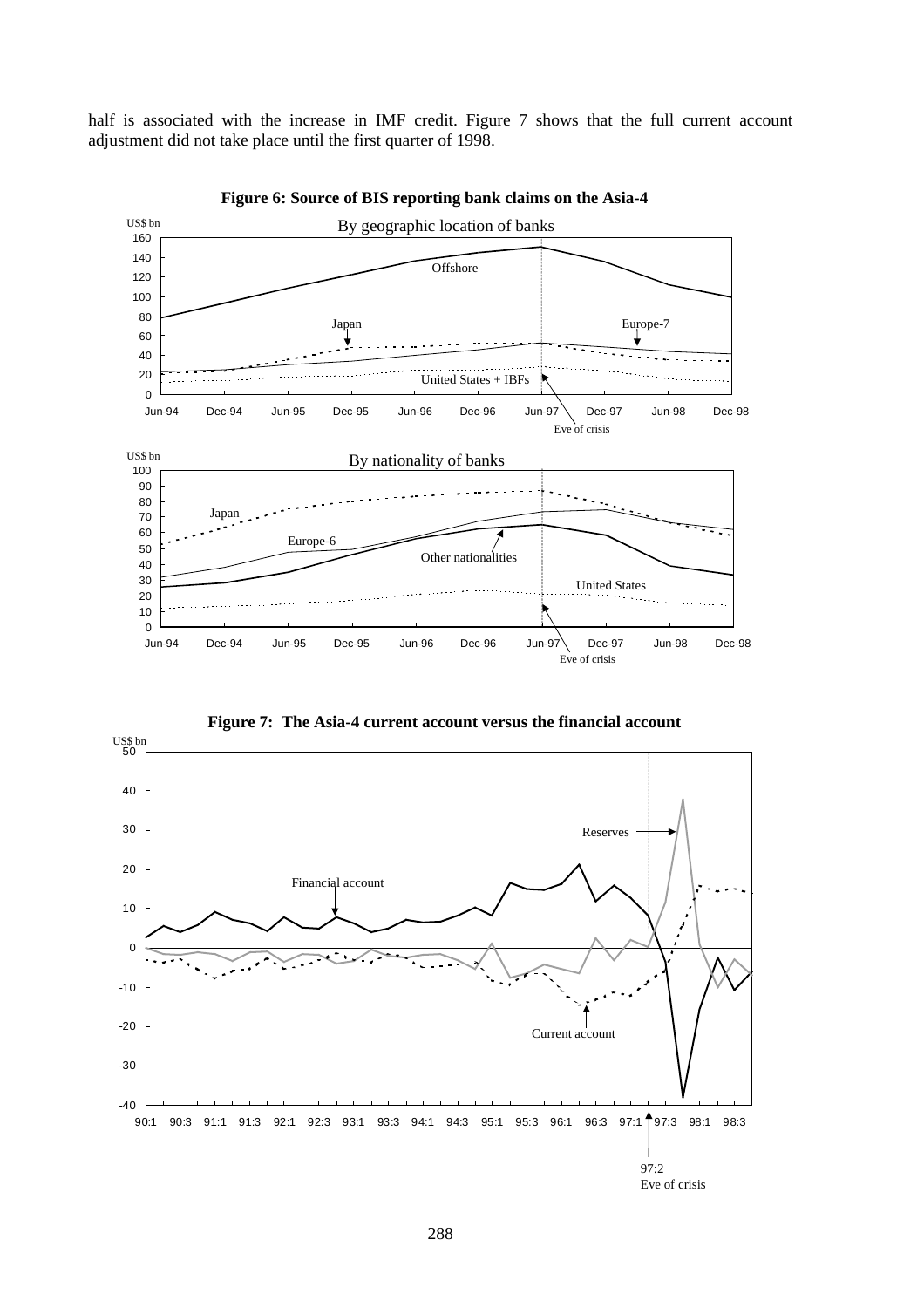half is associated with the increase in IMF credit. Figure 7 shows that the full current account adjustment did not take place until the first quarter of 1998.

**Figure 6: Source of BIS reporting bank claims on the Asia-4**

**Figure 7: The Asia-4 current account versus the financial account**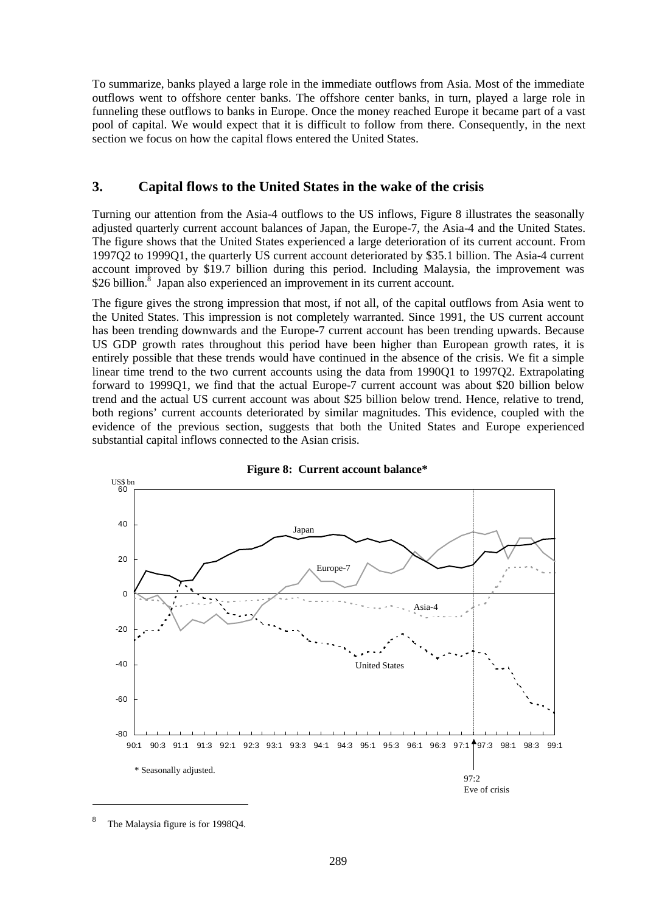To summarize, banks played a large role in the immediate outflows from Asia. Most of the immediate outflows went to offshore center banks. The offshore center banks, in turn, played a large role in funneling these outflows to banks in Europe. Once the money reached Europe it became part of a vast pool of capital. We would expect that it is difficult to follow from there. Consequently, in the next section we focus on how the capital flows entered the United States.

## 3. Capital flows to the United States in the wake of the crisis

Turning our attention from the Asia-4 outflows to the US inflows, Figure 8 illustrates the seasonally adjusted quarterly current account balances of Japan, the Europe-7, the Asia-4 and the United States. The figure shows that the United States experienced a large deterioration of its current account. From 1997Q2 to 1999Q1, the quarterly US current account deteriorated by $35.1 billion. The Asia-4 current account improved by $19.7 billion during this period. Including Malaysia, the improvement was $26 billion.[8] Japan also experienced an improvement in its current account.

The figure gives the strong impression that most, if not all, of the capital outflows from Asia went to the United States. This impression is not completely warranted. Since 1991, the US current account has been trending downwards and the Europe-7 current account has been trending upwards. Because US GDP growth rates throughout this period have been higher than European growth rates, it is entirely possible that these trends would have continued in the absence of the crisis. We fit a simple linear time trend to the two current accounts using the data from 1990Q1 to 1997Q2. Extrapolating forward to 1999Q1, we find that the actual Europe-7 current account was about $20 billion below trend and the actual US current account was about $25 billion below trend. Hence, relative to trend, both regions' current accounts deteriorated by similar magnitudes. This evidence, coupled with the evidence of the previous section, suggests that both the United States and Europe experienced substantial capital inflows connected to the Asian crisis.

**Figure 8: Current account balance***

\* Seasonally adjusted.

97:2 Eve of crisis

[8] The Malaysia figure is for 1998Q4.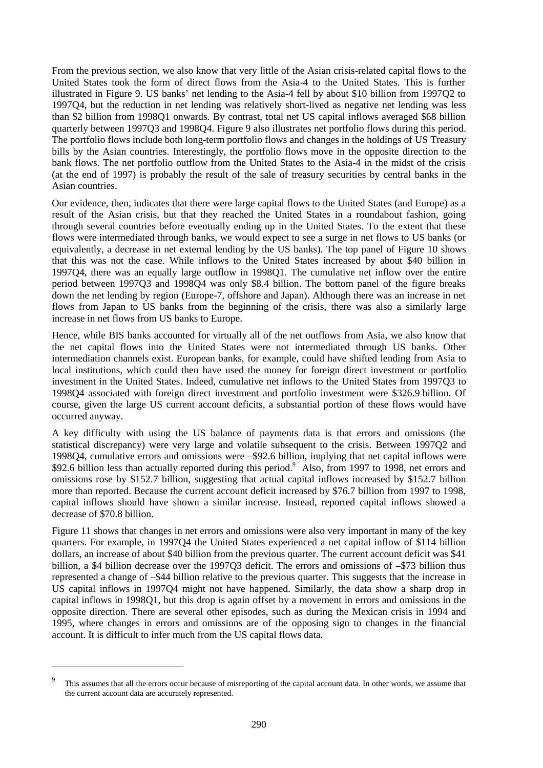From the previous section, we also know that very little of the Asian crisis-related capital flows to the United States took the form of direct flows from the Asia-4 to the United States. This is further illustrated in Figure 9. US banks' net lending to the Asia-4 fell by about $10 billion from 1997Q2 to 1997Q4, but the reduction in net lending was relatively short-lived as negative net lending was less than $2 billion from 1998Q1 onwards. By contrast, total net US capital inflows averaged $68 billion quarterly between 1997Q3 and 1998Q4. Figure 9 also illustrates net portfolio flows during this period. The portfolio flows include both long-term portfolio flows and changes in the holdings of US Treasury bills by the Asian countries. Interestingly, the portfolio flows move in the opposite direction to the bank flows. The net portfolio outflow from the United States to the Asia-4 in the midst of the crisis (at the end of 1997) is probably the result of the sale of treasury securities by central banks in the Asian countries.

Our evidence, then, indicates that there were large capital flows to the United States (and Europe) as a result of the Asian crisis, but that they reached the United States in a roundabout fashion, going through several countries before eventually ending up in the United States. To the extent that these flows were intermediated through banks, we would expect to see a surge in net flows to US banks (or equivalently, a decrease in net external lending by the US banks). The top panel of Figure 10 shows that this was not the case. While inflows to the United States increased by about $40 billion in 1997Q4, there was an equally large outflow in 1998Q1. The cumulative net inflow over the entire period between 1997Q3 and 1998Q4 was only $8.4 billion. The bottom panel of the figure breaks down the net lending by region (Europe-7, offshore and Japan). Although there was an increase in net flows from Japan to US banks from the beginning of the crisis, there was also a similarly large increase in net flows from US banks to Europe.

Hence, while BIS banks accounted for virtually all of the net outflows from Asia, we also know that the net capital flows into the United States were not intermediated through US banks. Other intermediation channels exist. European banks, for example, could have shifted lending from Asia to local institutions, which could then have used the money for foreign direct investment or portfolio investment in the United States. Indeed, cumulative net inflows to the United States from 1997Q3 to 1998Q4 associated with foreign direct investment and portfolio investment were $326.9 billion. Of course, given the large US current account deficits, a substantial portion of these flows would have occurred anyway.

A key difficulty with using the US balance of payments data is that errors and omissions (the statistical discrepancy) were very large and volatile subsequent to the crisis. Between 1997Q2 and 1998Q4, cumulative errors and omissions were –$92.6 billion, implying that net capital inflows were $92.6 billion less than actually reported during this period.[9] Also, from 1997 to 1998, net errors and omissions rose by $152.7 billion, suggesting that actual capital inflows increased by $152.7 billion more than reported. Because the current account deficit increased by $76.7 billion from 1997 to 1998, capital inflows should have shown a similar increase. Instead, reported capital inflows showed a decrease of $70.8 billion.

Figure 11 shows that changes in net errors and omissions were also very important in many of the key quarters. For example, in 1997Q4 the United States experienced a net capital inflow of $114 billion dollars, an increase of about $40 billion from the previous quarter. The current account deficit was $41 billion, a $4 billion decrease over the 1997Q3 deficit. The errors and omissions of –$73 billion thus represented a change of –$44 billion relative to the previous quarter. This suggests that the increase in US capital inflows in 1997Q4 might not have happened. Similarly, the data show a sharp drop in capital inflows in 1998Q1, but this drop is again offset by a movement in errors and omissions in the opposite direction. There are several other episodes, such as during the Mexican crisis in 1994 and 1995, where changes in errors and omissions are of the opposing sign to changes in the financial account. It is difficult to infer much from the US capital flows data.

[9] This assumes that all the errors occur because of misreporting of the capital account data. In other words, we assume that the current account data are accurately represented.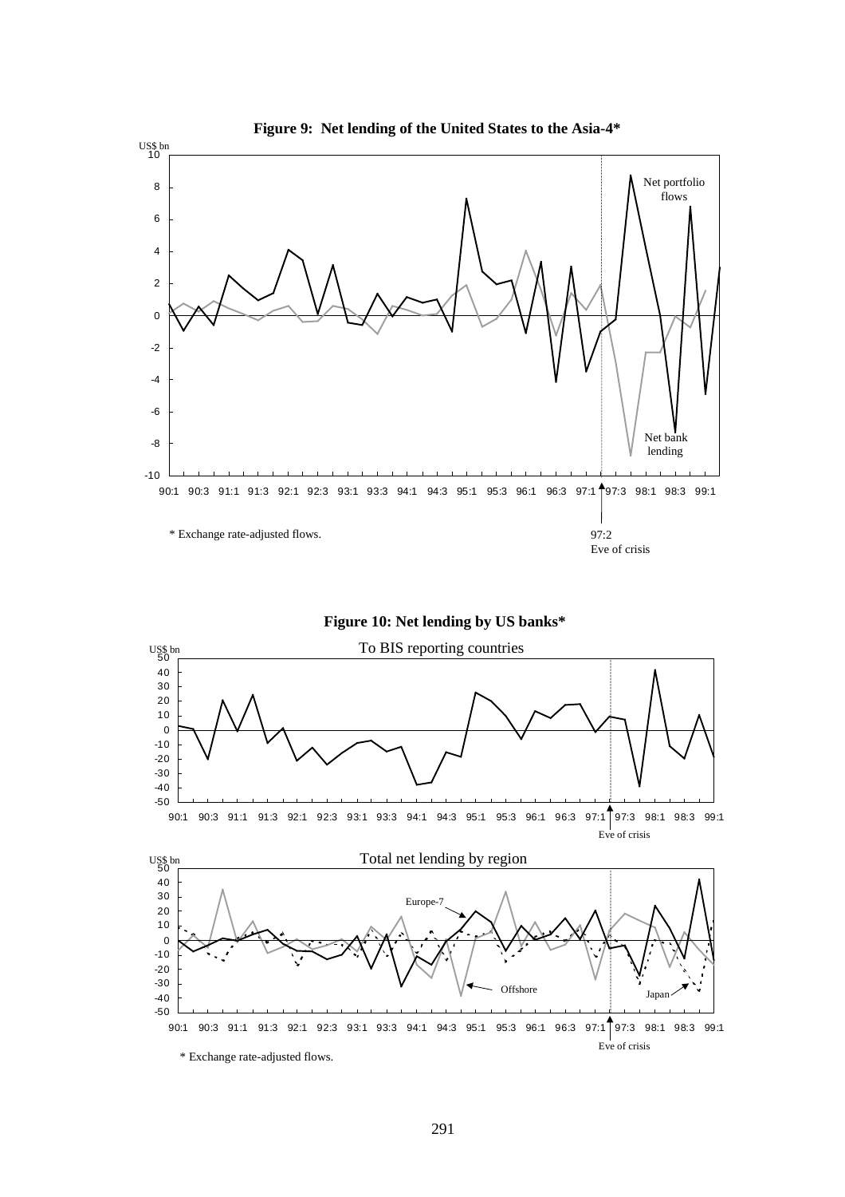**Figure 9: Net lending of the United States to the Asia-4***

US$ bn

Net portfolio flows

Net bank lending

97:2
Eve of crisis

* Exchange rate-adjusted flows.

**Figure 10: Net lending by US banks***

To BIS reporting countries

Eve of crisis

Total net lending by region

Europe-7

Offshore

Japan

Eve of crisis

* Exchange rate-adjusted flows.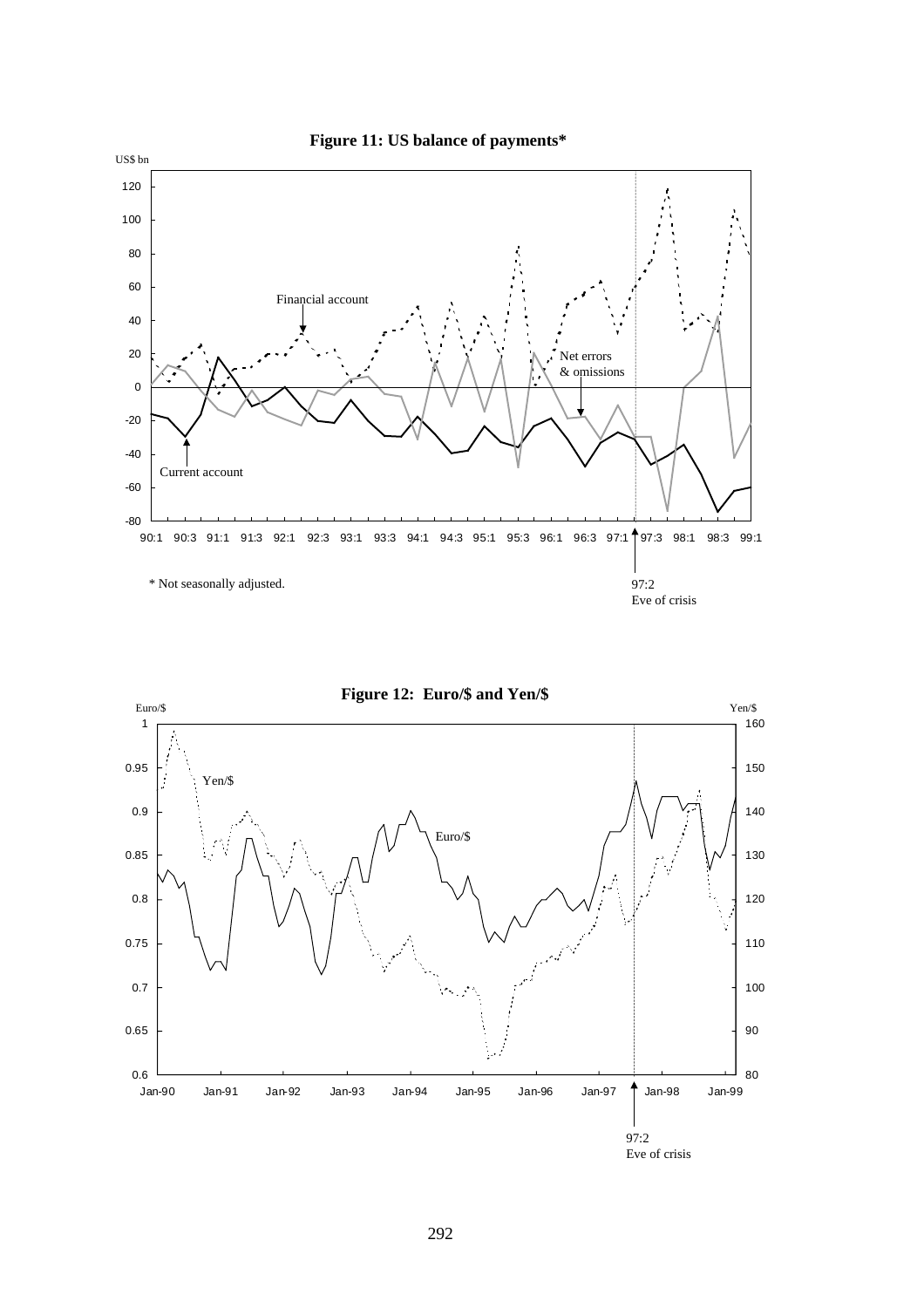**Figure 11: US balance of payments***

US$ bn

Financial account

Net errors & omissions

Current account

97:2 Eve of crisis

* Not seasonally adjusted.

**Figure 12: Euro/$ and Yen/$**

Euro/$

Yen/$

97:2 Eve of crisis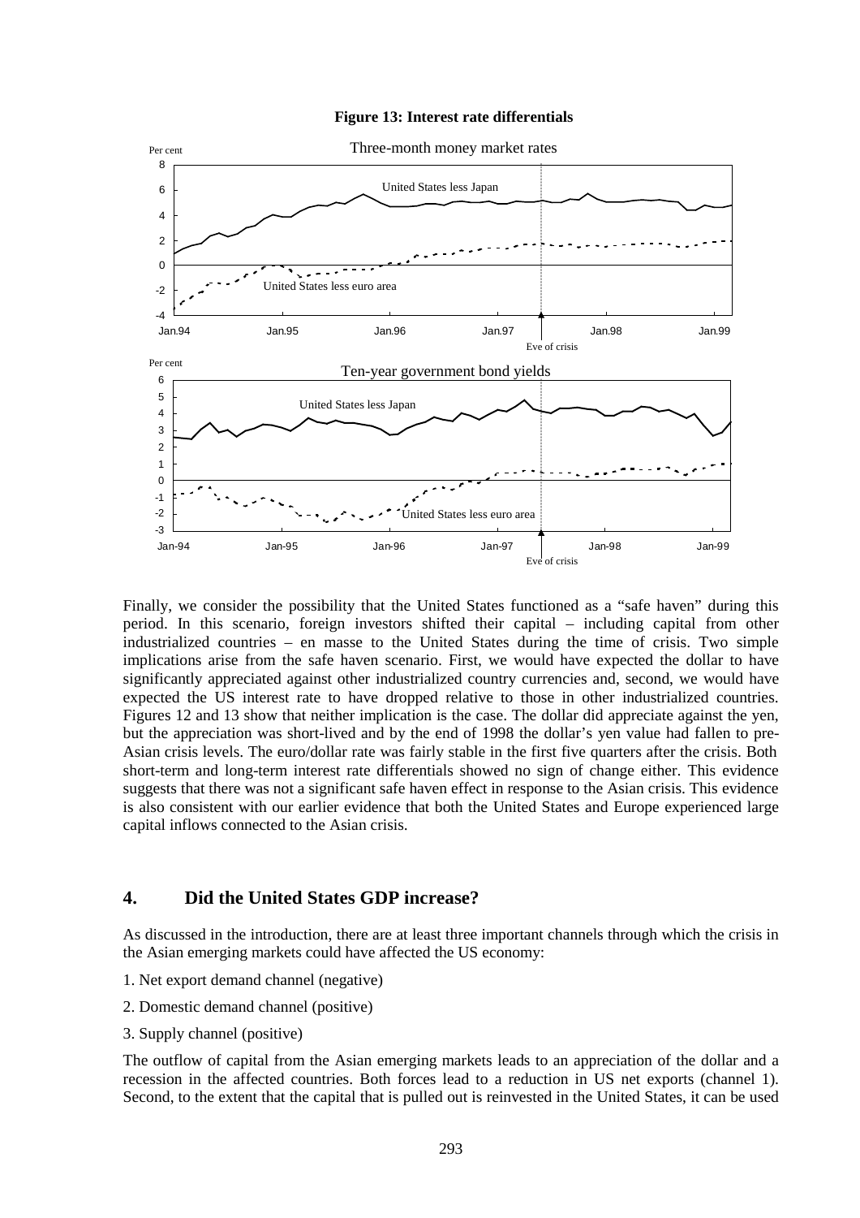**Figure 13: Interest rate differentials**

Finally, we consider the possibility that the United States functioned as a "safe haven" during this period. In this scenario, foreign investors shifted their capital – including capital from other industrialized countries – en masse to the United States during the time of crisis. Two simple implications arise from the safe haven scenario. First, we would have expected the dollar to have significantly appreciated against other industrialized country currencies and, second, we would have expected the US interest rate to have dropped relative to those in other industrialized countries. Figures 12 and 13 show that neither implication is the case. The dollar did appreciate against the yen, but the appreciation was short-lived and by the end of 1998 the dollar's yen value had fallen to pre-Asian crisis levels. The euro/dollar rate was fairly stable in the first five quarters after the crisis. Both short-term and long-term interest rate differentials showed no sign of change either. This evidence suggests that there was not a significant safe haven effect in response to the Asian crisis. This evidence is also consistent with our earlier evidence that both the United States and Europe experienced large capital inflows connected to the Asian crisis.

## 4. Did the United States GDP increase?

As discussed in the introduction, there are at least three important channels through which the crisis in the Asian emerging markets could have affected the US economy:

1. Net export demand channel (negative)
2. Domestic demand channel (positive)
3. Supply channel (positive)

The outflow of capital from the Asian emerging markets leads to an appreciation of the dollar and a recession in the affected countries. Both forces lead to a reduction in US net exports (channel 1). Second, to the extent that the capital that is pulled out is reinvested in the United States, it can be used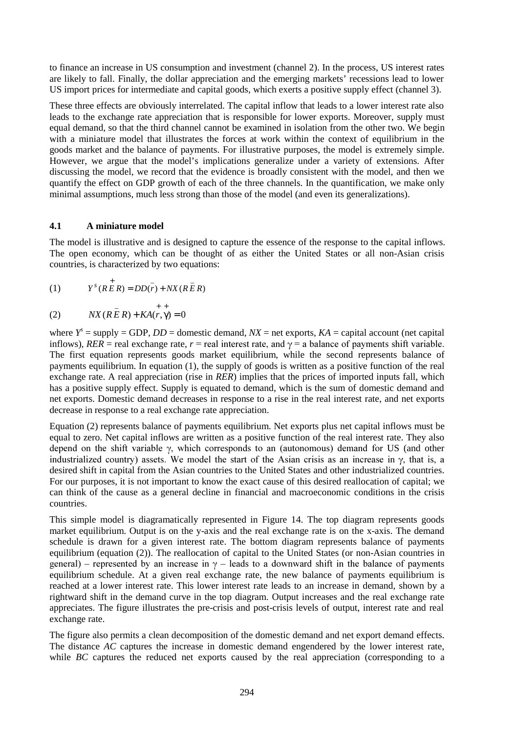to finance an increase in US consumption and investment (channel 2). In the process, US interest rates are likely to fall. Finally, the dollar appreciation and the emerging markets' recessions lead to lower US import prices for intermediate and capital goods, which exerts a positive supply effect (channel 3).

These three effects are obviously interrelated. The capital inflow that leads to a lower interest rate also leads to the exchange rate appreciation that is responsible for lower exports. Moreover, supply must equal demand, so that the third channel cannot be examined in isolation from the other two. We begin with a miniature model that illustrates the forces at work within the context of equilibrium in the goods market and the balance of payments. For illustrative purposes, the model is extremely simple. However, we argue that the model's implications generalize under a variety of extensions. After discussing the model, we record that the evidence is broadly consistent with the model, and then we quantify the effect on GDP growth of each of the three channels. In the quantification, we make only minimal assumptions, much less strong than those of the model (and even its generalizations).

### 4.1 A miniature model

The model is illustrative and is designed to capture the essence of the response to the capital inflows. The open economy, which can be thought of as either the United States or all non-Asian crisis countries, is characterized by two equations:

$$(1) \qquad Y^S(\overset{+}{RER}) = DD(\overset{-}{r}) + NX(\overset{-}{RER})$$

$$(2) \qquad NX(\overset{-}{RER}) + KA(\overset{+}{r}, \overset{+}{\gamma}) = 0$$

where $Y^s$ = supply = GDP, $DD$ = domestic demand, $NX$ = net exports, $KA$ = capital account (net capital inflows), $RER$ = real exchange rate, $r$ = real interest rate, and $\gamma$ = a balance of payments shift variable. The first equation represents goods market equilibrium, while the second represents balance of payments equilibrium. In equation (1), the supply of goods is written as a positive function of the real exchange rate. A real appreciation (rise in $RER$) implies that the prices of imported inputs fall, which has a positive supply effect. Supply is equated to demand, which is the sum of domestic demand and net exports. Domestic demand decreases in response to a rise in the real interest rate, and net exports decrease in response to a real exchange rate appreciation.

Equation (2) represents balance of payments equilibrium. Net exports plus net capital inflows must be equal to zero. Net capital inflows are written as a positive function of the real interest rate. They also depend on the shift variable $\gamma$, which corresponds to an (autonomous) demand for US (and other industrialized country) assets. We model the start of the Asian crisis as an increase in $\gamma$, that is, a desired shift in capital from the Asian countries to the United States and other industrialized countries. For our purposes, it is not important to know the exact cause of this desired reallocation of capital; we can think of the cause as a general decline in financial and macroeconomic conditions in the crisis countries.

This simple model is diagramatically represented in Figure 14. The top diagram represents goods market equilibrium. Output is on the y-axis and the real exchange rate is on the x-axis. The demand schedule is drawn for a given interest rate. The bottom diagram represents balance of payments equilibrium (equation (2)). The reallocation of capital to the United States (or non-Asian countries in general) – represented by an increase in $\gamma$ – leads to a downward shift in the balance of payments equilibrium schedule. At a given real exchange rate, the new balance of payments equilibrium is reached at a lower interest rate. This lower interest rate leads to an increase in demand, shown by a rightward shift in the demand curve in the top diagram. Output increases and the real exchange rate appreciates. The figure illustrates the pre-crisis and post-crisis levels of output, interest rate and real exchange rate.

The figure also permits a clean decomposition of the domestic demand and net export demand effects. The distance *AC* captures the increase in domestic demand engendered by the lower interest rate, while *BC* captures the reduced net exports caused by the real appreciation (corresponding to a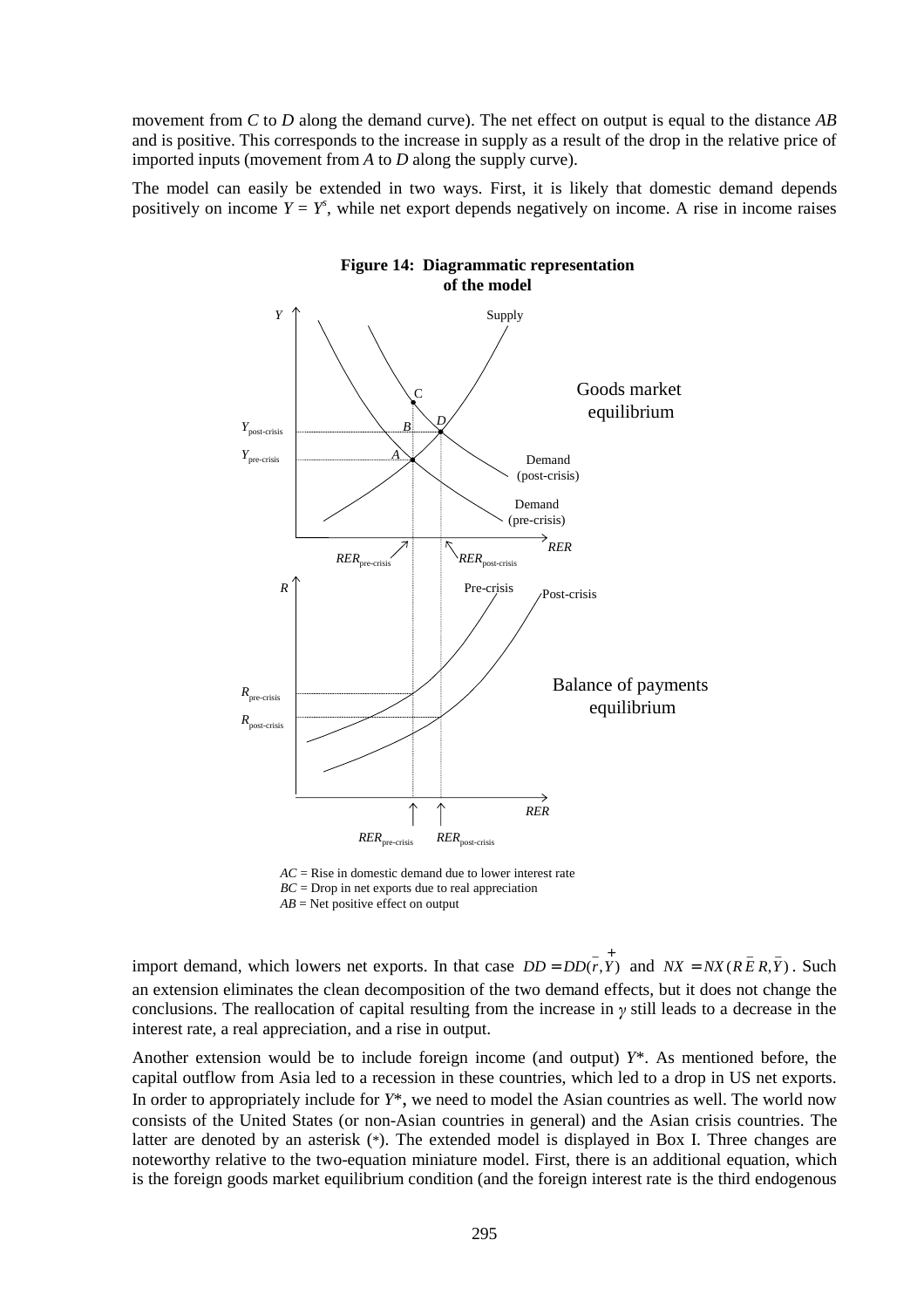movement from *C* to *D* along the demand curve). The net effect on output is equal to the distance *AB* and is positive. This corresponds to the increase in supply as a result of the drop in the relative price of imported inputs (movement from *A* to *D* along the supply curve).

The model can easily be extended in two ways. First, it is likely that domestic demand depends positively on income $Y = Y^s$, while net export depends negatively on income. A rise in income raises

**Figure 14: Diagrammatic representation of the model**

*AC* = Rise in domestic demand due to lower interest rate
*BC* = Drop in net exports due to real appreciation
*AB* = Net positive effect on output

import demand, which lowers net exports. In that case $DD = DD(\overset{-}{r}, \overset{+}{Y})$ and $NX = NX(R\bar{E}R, \bar{Y})$. Such an extension eliminates the clean decomposition of the two demand effects, but it does not change the conclusions. The reallocation of capital resulting from the increase in $\gamma$ still leads to a decrease in the interest rate, a real appreciation, and a rise in output.

Another extension would be to include foreign income (and output) $Y^*$. As mentioned before, the capital outflow from Asia led to a recession in these countries, which led to a drop in US net exports. In order to appropriately include for $Y^*$, we need to model the Asian countries as well. The world now consists of the United States (or non-Asian countries in general) and the Asian crisis countries. The latter are denoted by an asterisk (*). The extended model is displayed in Box I. Three changes are noteworthy relative to the two-equation miniature model. First, there is an additional equation, which is the foreign goods market equilibrium condition (and the foreign interest rate is the third endogenous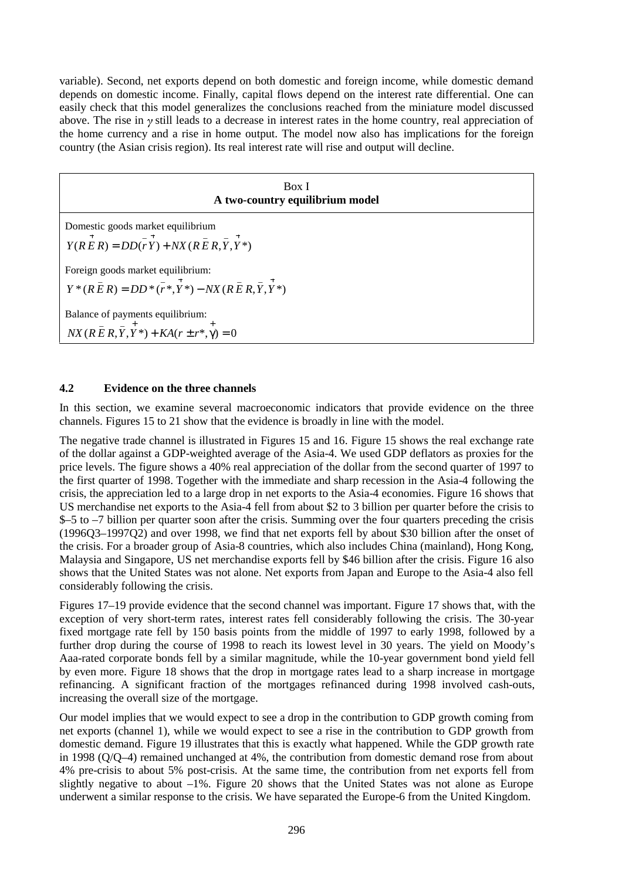variable). Second, net exports depend on both domestic and foreign income, while domestic demand depends on domestic income. Finally, capital flows depend on the interest rate differential. One can easily check that this model generalizes the conclusions reached from the miniature model discussed above. The rise in $\gamma$ still leads to a decrease in interest rates in the home country, real appreciation of the home currency and a rise in home output. The model now also has implications for the foreign country (the Asian crisis region). Its real interest rate will rise and output will decline.

> **Box I**
> **A two-country equilibrium model**
>
> Domestic goods market equilibrium
>
> $$Y(\overset{+}{RER}) = DD(\overset{-}{r}, \overset{+}{Y}) + NX(\overset{-}{RER}, \overset{-}{Y}, \overset{+}{Y^*})$$
>
> Foreign goods market equilibrium:
>
> $$Y^*(\overset{-}{RER}) = DD^*(\overset{-}{r^*}, \overset{+}{Y^*}) - NX(\overset{-}{RER}, \overset{-}{Y}, \overset{+}{Y^*})$$
>
> Balance of payments equilibrium:
>
> $$NX(\overset{-}{RER}, \overset{-}{Y}, \overset{+}{Y^*}) + KA(r \pm r^*, \overset{+}{\gamma}) = 0$$

### 4.2 Evidence on the three channels

In this section, we examine several macroeconomic indicators that provide evidence on the three channels. Figures 15 to 21 show that the evidence is broadly in line with the model.

The negative trade channel is illustrated in Figures 15 and 16. Figure 15 shows the real exchange rate of the dollar against a GDP-weighted average of the Asia-4. We used GDP deflators as proxies for the price levels. The figure shows a 40% real appreciation of the dollar from the second quarter of 1997 to the first quarter of 1998. Together with the immediate and sharp recession in the Asia-4 following the crisis, the appreciation led to a large drop in net exports to the Asia-4 economies. Figure 16 shows that US merchandise net exports to the Asia-4 fell from about \$2 to 3 billion per quarter before the crisis to \$–5 to –7 billion per quarter soon after the crisis. Summing over the four quarters preceding the crisis (1996Q3–1997Q2) and over 1998, we find that net exports fell by about \$30 billion after the onset of the crisis. For a broader group of Asia-8 countries, which also includes China (mainland), Hong Kong, Malaysia and Singapore, US net merchandise exports fell by \$46 billion after the crisis. Figure 16 also shows that the United States was not alone. Net exports from Japan and Europe to the Asia-4 also fell considerably following the crisis.

Figures 17–19 provide evidence that the second channel was important. Figure 17 shows that, with the exception of very short-term rates, interest rates fell considerably following the crisis. The 30-year fixed mortgage rate fell by 150 basis points from the middle of 1997 to early 1998, followed by a further drop during the course of 1998 to reach its lowest level in 30 years. The yield on Moody's Aaa-rated corporate bonds fell by a similar magnitude, while the 10-year government bond yield fell by even more. Figure 18 shows that the drop in mortgage rates lead to a sharp increase in mortgage refinancing. A significant fraction of the mortgages refinanced during 1998 involved cash-outs, increasing the overall size of the mortgage.

Our model implies that we would expect to see a drop in the contribution to GDP growth coming from net exports (channel 1), while we would expect to see a rise in the contribution to GDP growth from domestic demand. Figure 19 illustrates that this is exactly what happened. While the GDP growth rate in 1998 (Q/Q–4) remained unchanged at 4%, the contribution from domestic demand rose from about 4% pre-crisis to about 5% post-crisis. At the same time, the contribution from net exports fell from slightly negative to about –1%. Figure 20 shows that the United States was not alone as Europe underwent a similar response to the crisis. We have separated the Europe-6 from the United Kingdom.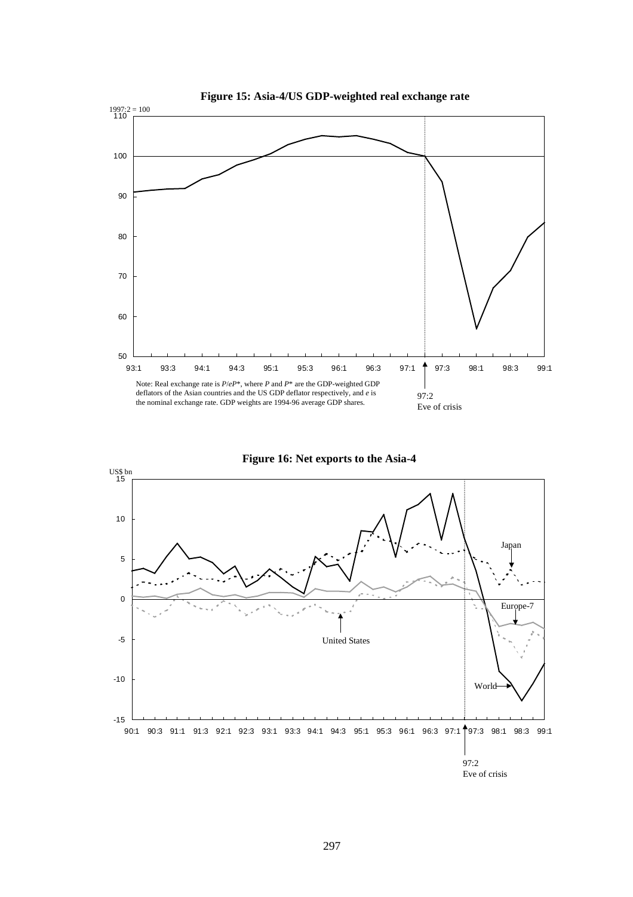**Figure 15: Asia-4/US GDP-weighted real exchange rate**

1997:2 = 100

97:2
Eve of crisis

Note: Real exchange rate is $P/eP^*$, where $P$ and $P^*$ are the GDP-weighted GDP deflators of the Asian countries and the US GDP deflator respectively, and $e$ is the nominal exchange rate. GDP weights are 1994-96 average GDP shares.

**Figure 16: Net exports to the Asia-4**

US$ bn

Japan

Europe-7

United States

World

97:2
Eve of crisis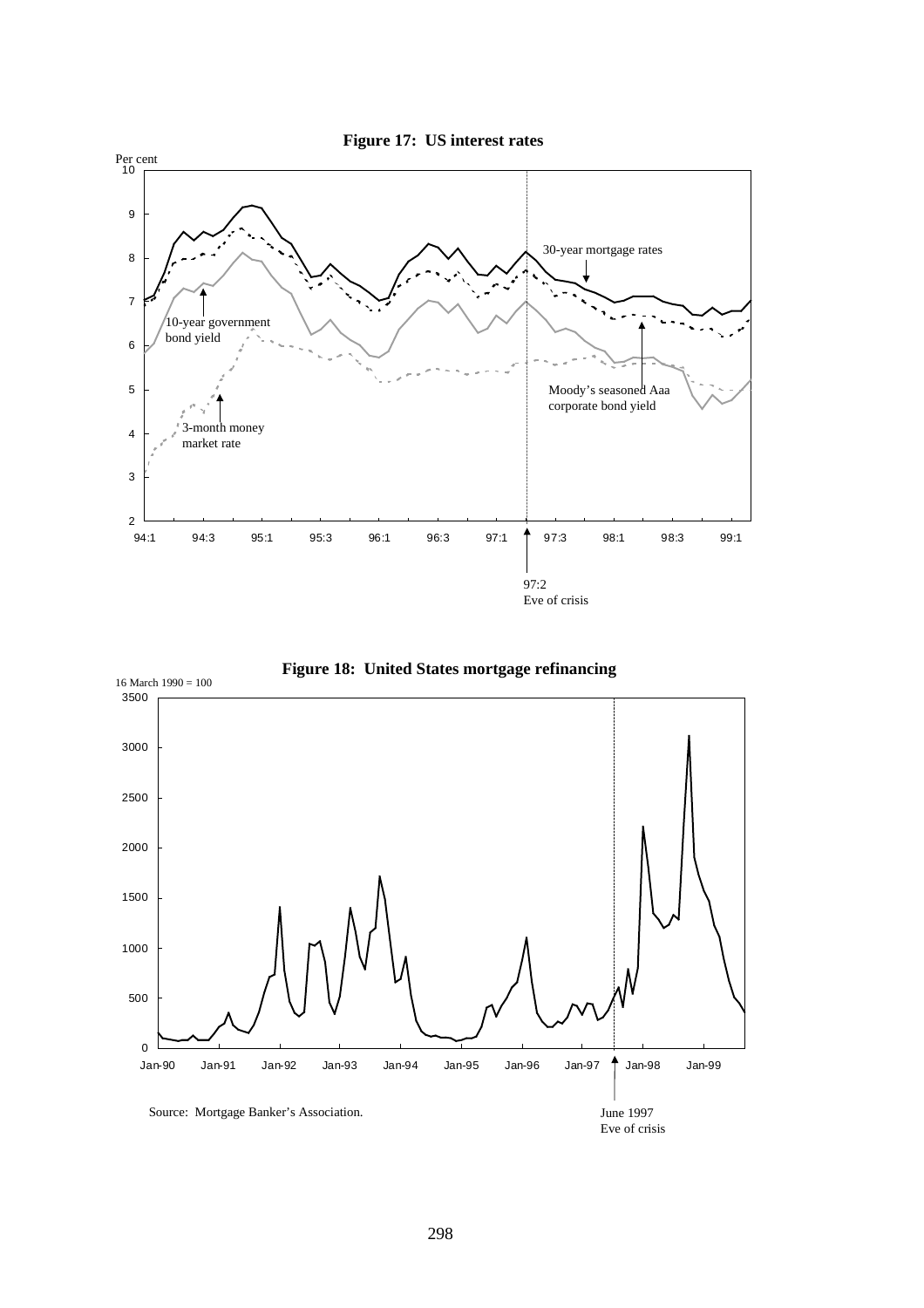**Figure 17: US interest rates**

Per cent

30-year mortgage rates

10-year government bond yield

3-month money market rate

Moody's seasoned Aaa corporate bond yield

97:2
Eve of crisis

**Figure 18: United States mortgage refinancing**

16 March 1990 = 100

June 1997
Eve of crisis

Source: Mortgage Banker's Association.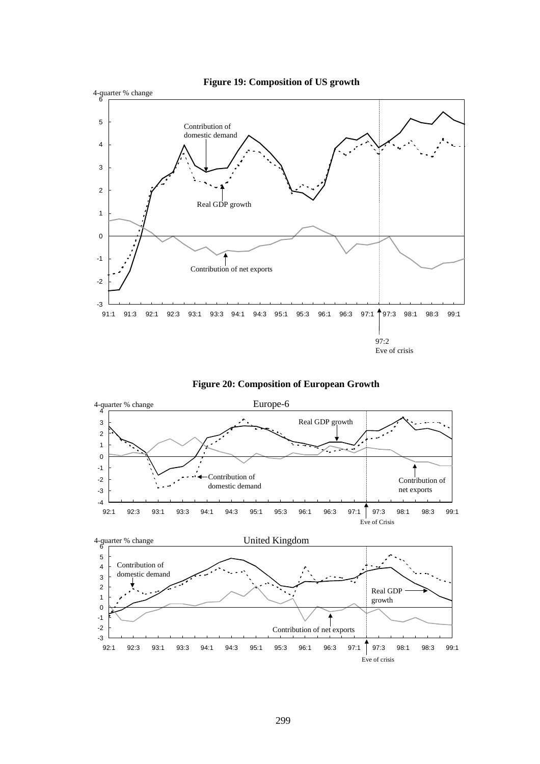**Figure 19: Composition of US growth**

**Figure 20: Composition of European Growth**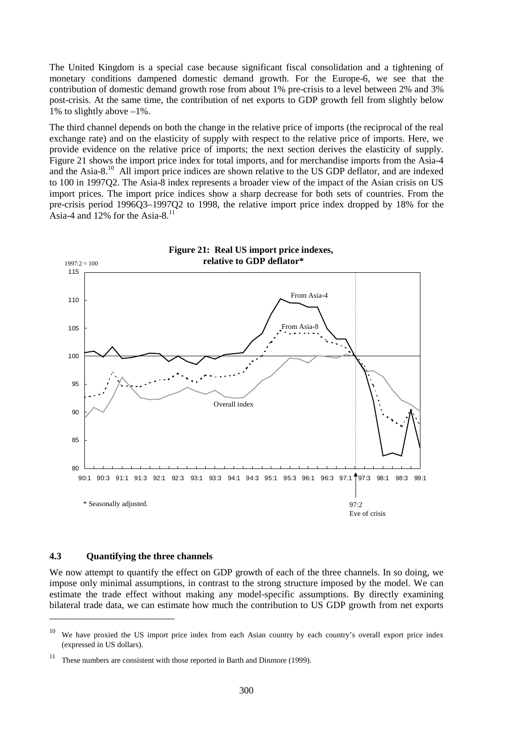The United Kingdom is a special case because significant fiscal consolidation and a tightening of monetary conditions dampened domestic demand growth. For the Europe-6, we see that the contribution of domestic demand growth rose from about 1% pre-crisis to a level between 2% and 3% post-crisis. At the same time, the contribution of net exports to GDP growth fell from slightly below 1% to slightly above –1%.

The third channel depends on both the change in the relative price of imports (the reciprocal of the real exchange rate) and on the elasticity of supply with respect to the relative price of imports. Here, we provide evidence on the relative price of imports; the next section derives the elasticity of supply. Figure 21 shows the import price index for total imports, and for merchandise imports from the Asia-4 and the Asia-8.[10] All import price indices are shown relative to the US GDP deflator, and are indexed to 100 in 1997Q2. The Asia-8 index represents a broader view of the impact of the Asian crisis on US import prices. The import price indices show a sharp decrease for both sets of countries. From the pre-crisis period 1996Q3–1997Q2 to 1998, the relative import price index dropped by 18% for the Asia-4 and 12% for the Asia-8.[11]

**Figure 21: Real US import price indexes, relative to GDP deflator***

\* Seasonally adjusted.

### 4.3 Quantifying the three channels

We now attempt to quantify the effect on GDP growth of each of the three channels. In so doing, we impose only minimal assumptions, in contrast to the strong structure imposed by the model. We can estimate the trade effect without making any model-specific assumptions. By directly examining bilateral trade data, we can estimate how much the contribution to US GDP growth from net exports

---

[10] We have proxied the US import price index from each Asian country by each country's overall export price index (expressed in US dollars).

[11] These numbers are consistent with those reported in Barth and Dinmore (1999).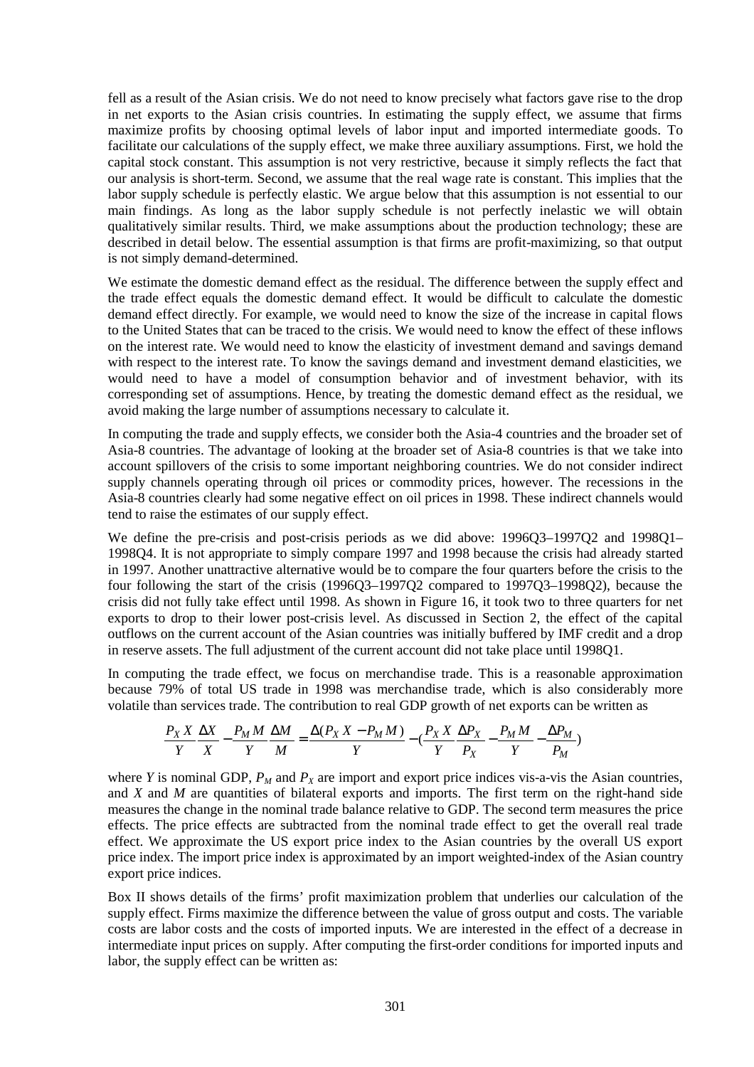fell as a result of the Asian crisis. We do not need to know precisely what factors gave rise to the drop in net exports to the Asian crisis countries. In estimating the supply effect, we assume that firms maximize profits by choosing optimal levels of labor input and imported intermediate goods. To facilitate our calculations of the supply effect, we make three auxiliary assumptions. First, we hold the capital stock constant. This assumption is not very restrictive, because it simply reflects the fact that our analysis is short-term. Second, we assume that the real wage rate is constant. This implies that the labor supply schedule is perfectly elastic. We argue below that this assumption is not essential to our main findings. As long as the labor supply schedule is not perfectly inelastic we will obtain qualitatively similar results. Third, we make assumptions about the production technology; these are described in detail below. The essential assumption is that firms are profit-maximizing, so that output is not simply demand-determined.

We estimate the domestic demand effect as the residual. The difference between the supply effect and the trade effect equals the domestic demand effect. It would be difficult to calculate the domestic demand effect directly. For example, we would need to know the size of the increase in capital flows to the United States that can be traced to the crisis. We would need to know the effect of these inflows on the interest rate. We would need to know the elasticity of investment demand and savings demand with respect to the interest rate. To know the savings demand and investment demand elasticities, we would need to have a model of consumption behavior and of investment behavior, with its corresponding set of assumptions. Hence, by treating the domestic demand effect as the residual, we avoid making the large number of assumptions necessary to calculate it.

In computing the trade and supply effects, we consider both the Asia-4 countries and the broader set of Asia-8 countries. The advantage of looking at the broader set of Asia-8 countries is that we take into account spillovers of the crisis to some important neighboring countries. We do not consider indirect supply channels operating through oil prices or commodity prices, however. The recessions in the Asia-8 countries clearly had some negative effect on oil prices in 1998. These indirect channels would tend to raise the estimates of our supply effect.

We define the pre-crisis and post-crisis periods as we did above: 1996Q3–1997Q2 and 1998Q1–1998Q4. It is not appropriate to simply compare 1997 and 1998 because the crisis had already started in 1997. Another unattractive alternative would be to compare the four quarters before the crisis to the four following the start of the crisis (1996Q3–1997Q2 compared to 1997Q3–1998Q2), because the crisis did not fully take effect until 1998. As shown in Figure 16, it took two to three quarters for net exports to drop to their lower post-crisis level. As discussed in Section 2, the effect of the capital outflows on the current account of the Asian countries was initially buffered by IMF credit and a drop in reserve assets. The full adjustment of the current account did not take place until 1998Q1.

In computing the trade effect, we focus on merchandise trade. This is a reasonable approximation because 79% of total US trade in 1998 was merchandise trade, which is also considerably more volatile than services trade. The contribution to real GDP growth of net exports can be written as

$$\frac{P_X X}{Y}\frac{\Delta X}{X} - \frac{P_M M}{Y}\frac{\Delta M}{M} = \frac{\Delta(P_X X - P_M M)}{Y} - \left(\frac{P_X X}{Y}\frac{\Delta P_X}{P_X} - \frac{P_M M}{Y} - \frac{\Delta P_M}{P_M}\right)$$

where $Y$ is nominal GDP, $P_M$ and $P_X$ are import and export price indices vis-a-vis the Asian countries, and $X$ and $M$ are quantities of bilateral exports and imports. The first term on the right-hand side measures the change in the nominal trade balance relative to GDP. The second term measures the price effects. The price effects are subtracted from the nominal trade effect to get the overall real trade effect. We approximate the US export price index to the Asian countries by the overall US export price index. The import price index is approximated by an import weighted-index of the Asian country export price indices.

Box II shows details of the firms' profit maximization problem that underlies our calculation of the supply effect. Firms maximize the difference between the value of gross output and costs. The variable costs are labor costs and the costs of imported inputs. We are interested in the effect of a decrease in intermediate input prices on supply. After computing the first-order conditions for imported inputs and labor, the supply effect can be written as: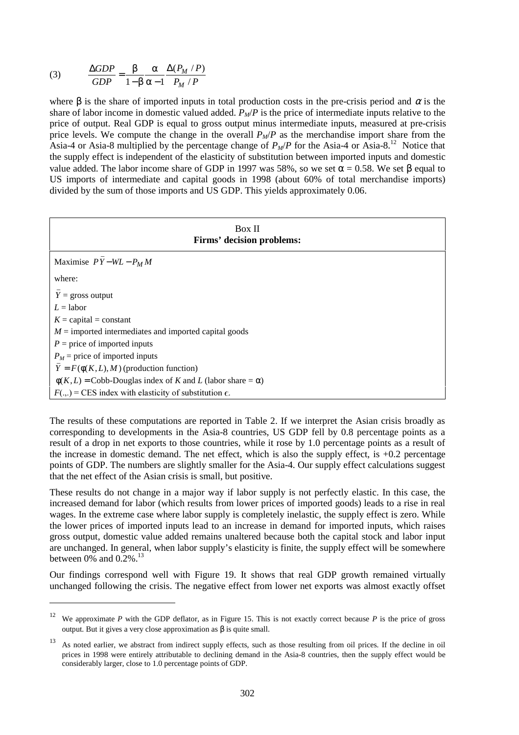$$(3) \qquad \frac{\Delta GDP}{GDP} = \frac{\beta}{1-\beta}\frac{\alpha}{\alpha-1}\frac{\Delta(P_M/P)}{P_M/P}$$

where $\beta$ is the share of imported inputs in total production costs in the pre-crisis period and $\alpha$ is the share of labor income in domestic valued added. $P_M/P$ is the price of intermediate inputs relative to the price of output. Real GDP is equal to gross output minus intermediate inputs, measured at pre-crisis price levels. We compute the change in the overall $P_M/P$ as the merchandise import share from the Asia-4 or Asia-8 multiplied by the percentage change of $P_M/P$ for the Asia-4 or Asia-8.[12] Notice that the supply effect is independent of the elasticity of substitution between imported inputs and domestic value added. The labor income share of GDP in 1997 was 58%, so we set $\alpha = 0.58$. We set $\beta$ equal to US imports of intermediate and capital goods in 1998 (about 60% of total merchandise imports) divided by the sum of those imports and US GDP. This yields approximately 0.06.

| Box II<br>**Firms' decision problems:** |
|---|
| Maximise $P\bar{Y} - WL - P_M M$ |
| where: |
| $\bar{Y}$ = gross output |
| $L$ = labor |
| $K$ = capital = constant |
| $M$ = imported intermediates and imported capital goods |
| $P$ = price of imported inputs |
| $P_M$ = price of imported inputs |
| $\bar{Y} = F(\phi(K,L), M)$ (production function) |
| $\phi(K,L)$ = Cobb-Douglas index of $K$ and $L$ (labor share = $\alpha$) |
| $F(.,.)$ = CES index with elasticity of substitution $\epsilon$. |

The results of these computations are reported in Table 2. If we interpret the Asian crisis broadly as corresponding to developments in the Asia-8 countries, US GDP fell by 0.8 percentage points as a result of a drop in net exports to those countries, while it rose by 1.0 percentage points as a result of the increase in domestic demand. The net effect, which is also the supply effect, is +0.2 percentage points of GDP. The numbers are slightly smaller for the Asia-4. Our supply effect calculations suggest that the net effect of the Asian crisis is small, but positive.

These results do not change in a major way if labor supply is not perfectly elastic. In this case, the increased demand for labor (which results from lower prices of imported goods) leads to a rise in real wages. In the extreme case where labor supply is completely inelastic, the supply effect is zero. While the lower prices of imported inputs lead to an increase in demand for imported inputs, which raises gross output, domestic value added remains unaltered because both the capital stock and labor input are unchanged. In general, when labor supply's elasticity is finite, the supply effect will be somewhere between 0% and 0.2%.[13]

Our findings correspond well with Figure 19. It shows that real GDP growth remained virtually unchanged following the crisis. The negative effect from lower net exports was almost exactly offset

---

[12] We approximate $P$ with the GDP deflator, as in Figure 15. This is not exactly correct because $P$ is the price of gross output. But it gives a very close approximation as $\beta$ is quite small.

[13] As noted earlier, we abstract from indirect supply effects, such as those resulting from oil prices. If the decline in oil prices in 1998 were entirely attributable to declining demand in the Asia-8 countries, then the supply effect would be considerably larger, close to 1.0 percentage points of GDP.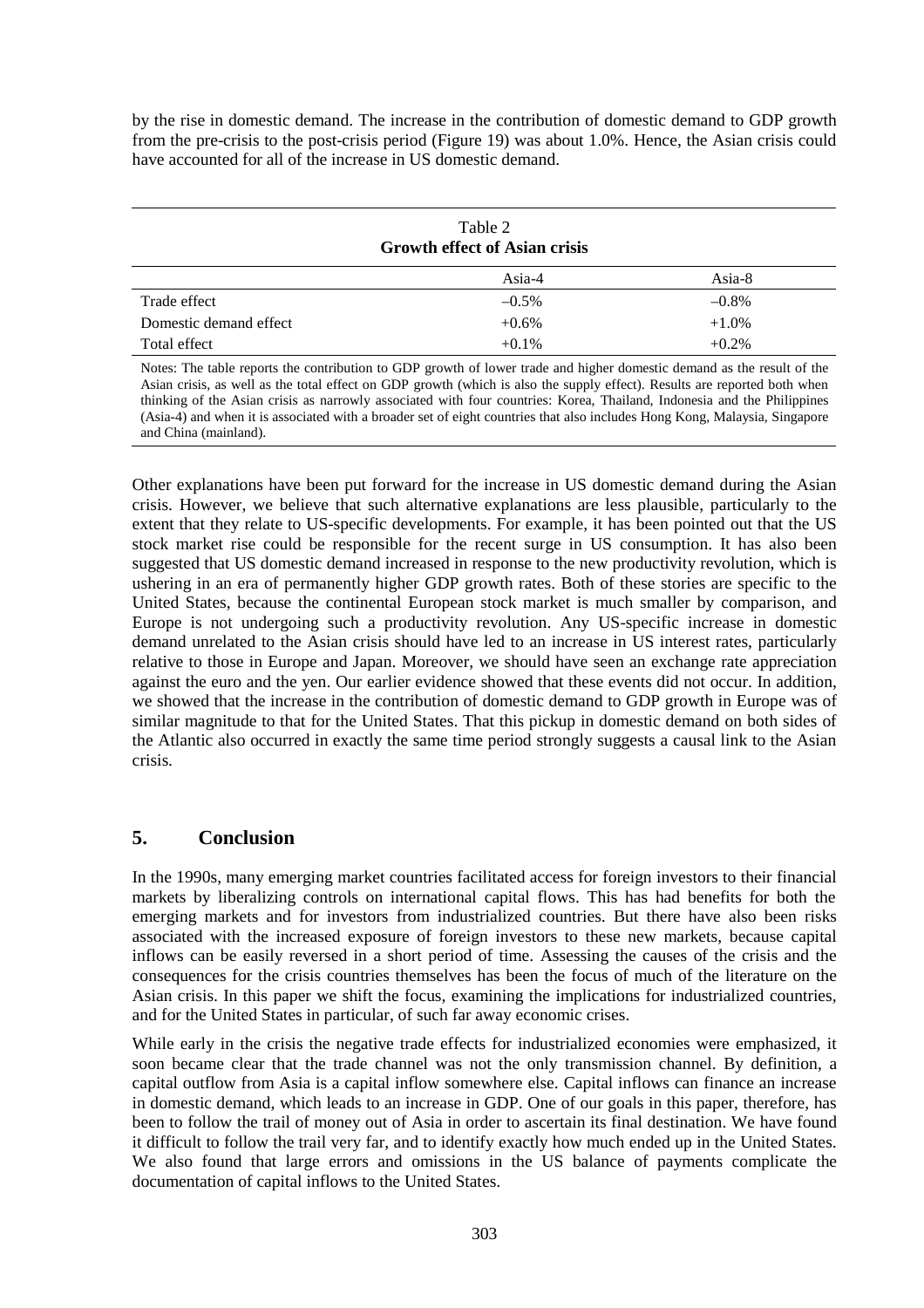by the rise in domestic demand. The increase in the contribution of domestic demand to GDP growth from the pre-crisis to the post-crisis period (Figure 19) was about 1.0%. Hence, the Asian crisis could have accounted for all of the increase in US domestic demand.

Table 2
**Growth effect of Asian crisis**

| | Asia-4 | Asia-8 |
|---|---|---|
| Trade effect | –0.5% | –0.8% |
| Domestic demand effect | +0.6% | +1.0% |
| Total effect | +0.1% | +0.2% |

Notes: The table reports the contribution to GDP growth of lower trade and higher domestic demand as the result of the Asian crisis, as well as the total effect on GDP growth (which is also the supply effect). Results are reported both when thinking of the Asian crisis as narrowly associated with four countries: Korea, Thailand, Indonesia and the Philippines (Asia-4) and when it is associated with a broader set of eight countries that also includes Hong Kong, Malaysia, Singapore and China (mainland).

Other explanations have been put forward for the increase in US domestic demand during the Asian crisis. However, we believe that such alternative explanations are less plausible, particularly to the extent that they relate to US-specific developments. For example, it has been pointed out that the US stock market rise could be responsible for the recent surge in US consumption. It has also been suggested that US domestic demand increased in response to the new productivity revolution, which is ushering in an era of permanently higher GDP growth rates. Both of these stories are specific to the United States, because the continental European stock market is much smaller by comparison, and Europe is not undergoing such a productivity revolution. Any US-specific increase in domestic demand unrelated to the Asian crisis should have led to an increase in US interest rates, particularly relative to those in Europe and Japan. Moreover, we should have seen an exchange rate appreciation against the euro and the yen. Our earlier evidence showed that these events did not occur. In addition, we showed that the increase in the contribution of domestic demand to GDP growth in Europe was of similar magnitude to that for the United States. That this pickup in domestic demand on both sides of the Atlantic also occurred in exactly the same time period strongly suggests a causal link to the Asian crisis.

## 5. Conclusion

In the 1990s, many emerging market countries facilitated access for foreign investors to their financial markets by liberalizing controls on international capital flows. This has had benefits for both the emerging markets and for investors from industrialized countries. But there have also been risks associated with the increased exposure of foreign investors to these new markets, because capital inflows can be easily reversed in a short period of time. Assessing the causes of the crisis and the consequences for the crisis countries themselves has been the focus of much of the literature on the Asian crisis. In this paper we shift the focus, examining the implications for industrialized countries, and for the United States in particular, of such far away economic crises.

While early in the crisis the negative trade effects for industrialized economies were emphasized, it soon became clear that the trade channel was not the only transmission channel. By definition, a capital outflow from Asia is a capital inflow somewhere else. Capital inflows can finance an increase in domestic demand, which leads to an increase in GDP. One of our goals in this paper, therefore, has been to follow the trail of money out of Asia in order to ascertain its final destination. We have found it difficult to follow the trail very far, and to identify exactly how much ended up in the United States. We also found that large errors and omissions in the US balance of payments complicate the documentation of capital inflows to the United States.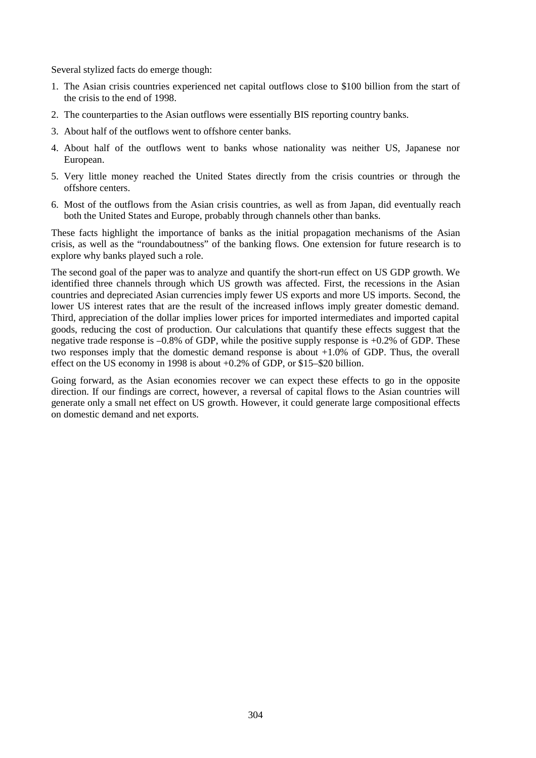Several stylized facts do emerge though:

1. The Asian crisis countries experienced net capital outflows close to $100 billion from the start of the crisis to the end of 1998.
2. The counterparties to the Asian outflows were essentially BIS reporting country banks.
3. About half of the outflows went to offshore center banks.
4. About half of the outflows went to banks whose nationality was neither US, Japanese nor European.
5. Very little money reached the United States directly from the crisis countries or through the offshore centers.
6. Most of the outflows from the Asian crisis countries, as well as from Japan, did eventually reach both the United States and Europe, probably through channels other than banks.

These facts highlight the importance of banks as the initial propagation mechanisms of the Asian crisis, as well as the "roundaboutness" of the banking flows. One extension for future research is to explore why banks played such a role.

The second goal of the paper was to analyze and quantify the short-run effect on US GDP growth. We identified three channels through which US growth was affected. First, the recessions in the Asian countries and depreciated Asian currencies imply fewer US exports and more US imports. Second, the lower US interest rates that are the result of the increased inflows imply greater domestic demand. Third, appreciation of the dollar implies lower prices for imported intermediates and imported capital goods, reducing the cost of production. Our calculations that quantify these effects suggest that the negative trade response is –0.8% of GDP, while the positive supply response is +0.2% of GDP. These two responses imply that the domestic demand response is about +1.0% of GDP. Thus, the overall effect on the US economy in 1998 is about +0.2% of GDP, or $15–$20 billion.

Going forward, as the Asian economies recover we can expect these effects to go in the opposite direction. If our findings are correct, however, a reversal of capital flows to the Asian countries will generate only a small net effect on US growth. However, it could generate large compositional effects on domestic demand and net exports.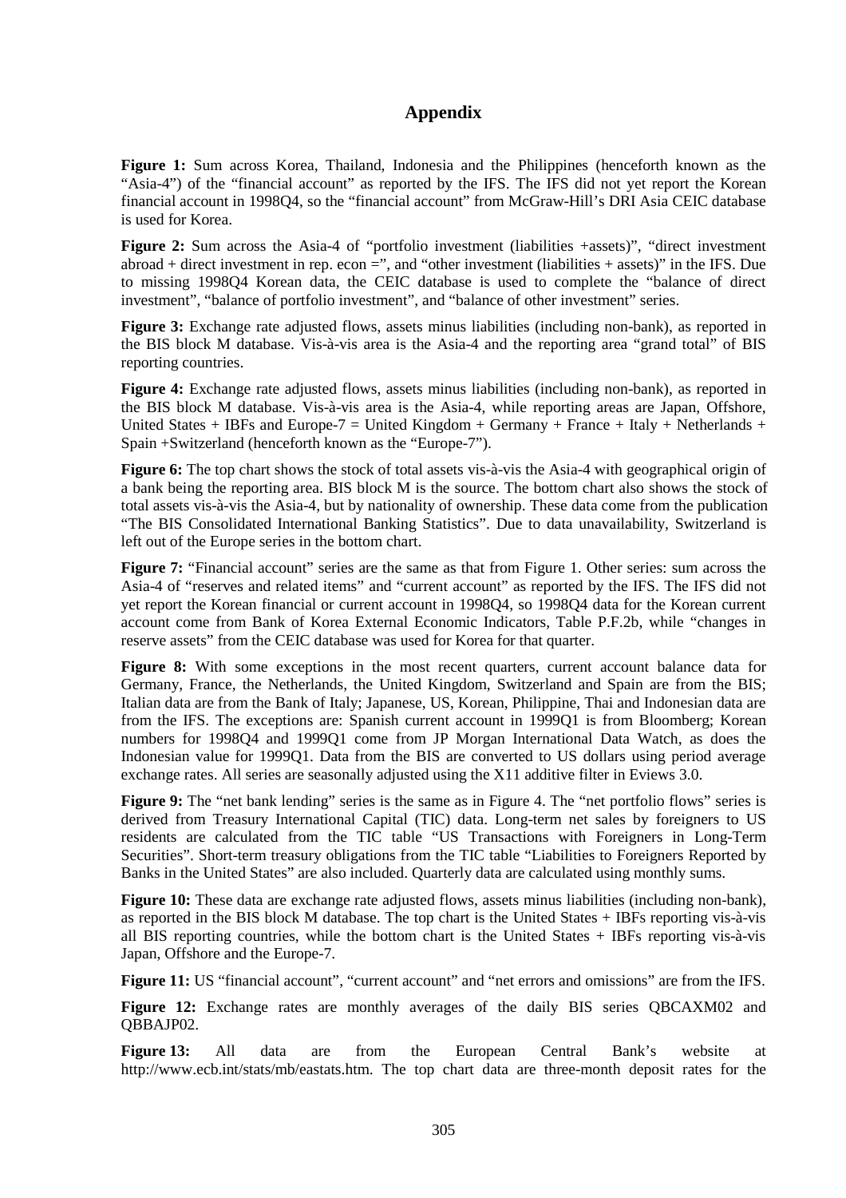## Appendix

**Figure 1:** Sum across Korea, Thailand, Indonesia and the Philippines (henceforth known as the "Asia-4") of the "financial account" as reported by the IFS. The IFS did not yet report the Korean financial account in 1998Q4, so the "financial account" from McGraw-Hill's DRI Asia CEIC database is used for Korea.

**Figure 2:** Sum across the Asia-4 of "portfolio investment (liabilities +assets)", "direct investment abroad + direct investment in rep. econ =", and "other investment (liabilities + assets)" in the IFS. Due to missing 1998Q4 Korean data, the CEIC database is used to complete the "balance of direct investment", "balance of portfolio investment", and "balance of other investment" series.

**Figure 3:** Exchange rate adjusted flows, assets minus liabilities (including non-bank), as reported in the BIS block M database. Vis-à-vis area is the Asia-4 and the reporting area "grand total" of BIS reporting countries.

**Figure 4:** Exchange rate adjusted flows, assets minus liabilities (including non-bank), as reported in the BIS block M database. Vis-à-vis area is the Asia-4, while reporting areas are Japan, Offshore, United States + IBFs and Europe-7 = United Kingdom + Germany + France + Italy + Netherlands + Spain +Switzerland (henceforth known as the "Europe-7").

**Figure 6:** The top chart shows the stock of total assets vis-à-vis the Asia-4 with geographical origin of a bank being the reporting area. BIS block M is the source. The bottom chart also shows the stock of total assets vis-à-vis the Asia-4, but by nationality of ownership. These data come from the publication "The BIS Consolidated International Banking Statistics". Due to data unavailability, Switzerland is left out of the Europe series in the bottom chart.

**Figure 7:** "Financial account" series are the same as that from Figure 1. Other series: sum across the Asia-4 of "reserves and related items" and "current account" as reported by the IFS. The IFS did not yet report the Korean financial or current account in 1998Q4, so 1998Q4 data for the Korean current account come from Bank of Korea External Economic Indicators, Table P.F.2b, while "changes in reserve assets" from the CEIC database was used for Korea for that quarter.

**Figure 8:** With some exceptions in the most recent quarters, current account balance data for Germany, France, the Netherlands, the United Kingdom, Switzerland and Spain are from the BIS; Italian data are from the Bank of Italy; Japanese, US, Korean, Philippine, Thai and Indonesian data are from the IFS. The exceptions are: Spanish current account in 1999Q1 is from Bloomberg; Korean numbers for 1998Q4 and 1999Q1 come from JP Morgan International Data Watch, as does the Indonesian value for 1999Q1. Data from the BIS are converted to US dollars using period average exchange rates. All series are seasonally adjusted using the X11 additive filter in Eviews 3.0.

**Figure 9:** The "net bank lending" series is the same as in Figure 4. The "net portfolio flows" series is derived from Treasury International Capital (TIC) data. Long-term net sales by foreigners to US residents are calculated from the TIC table "US Transactions with Foreigners in Long-Term Securities". Short-term treasury obligations from the TIC table "Liabilities to Foreigners Reported by Banks in the United States" are also included. Quarterly data are calculated using monthly sums.

**Figure 10:** These data are exchange rate adjusted flows, assets minus liabilities (including non-bank), as reported in the BIS block M database. The top chart is the United States + IBFs reporting vis-à-vis all BIS reporting countries, while the bottom chart is the United States + IBFs reporting vis-à-vis Japan, Offshore and the Europe-7.

**Figure 11:** US "financial account", "current account" and "net errors and omissions" are from the IFS.

**Figure 12:** Exchange rates are monthly averages of the daily BIS series QBCAXM02 and QBBAJP02.

**Figure 13:** All data are from the European Central Bank's website at http://www.ecb.int/stats/mb/eastats.htm. The top chart data are three-month deposit rates for the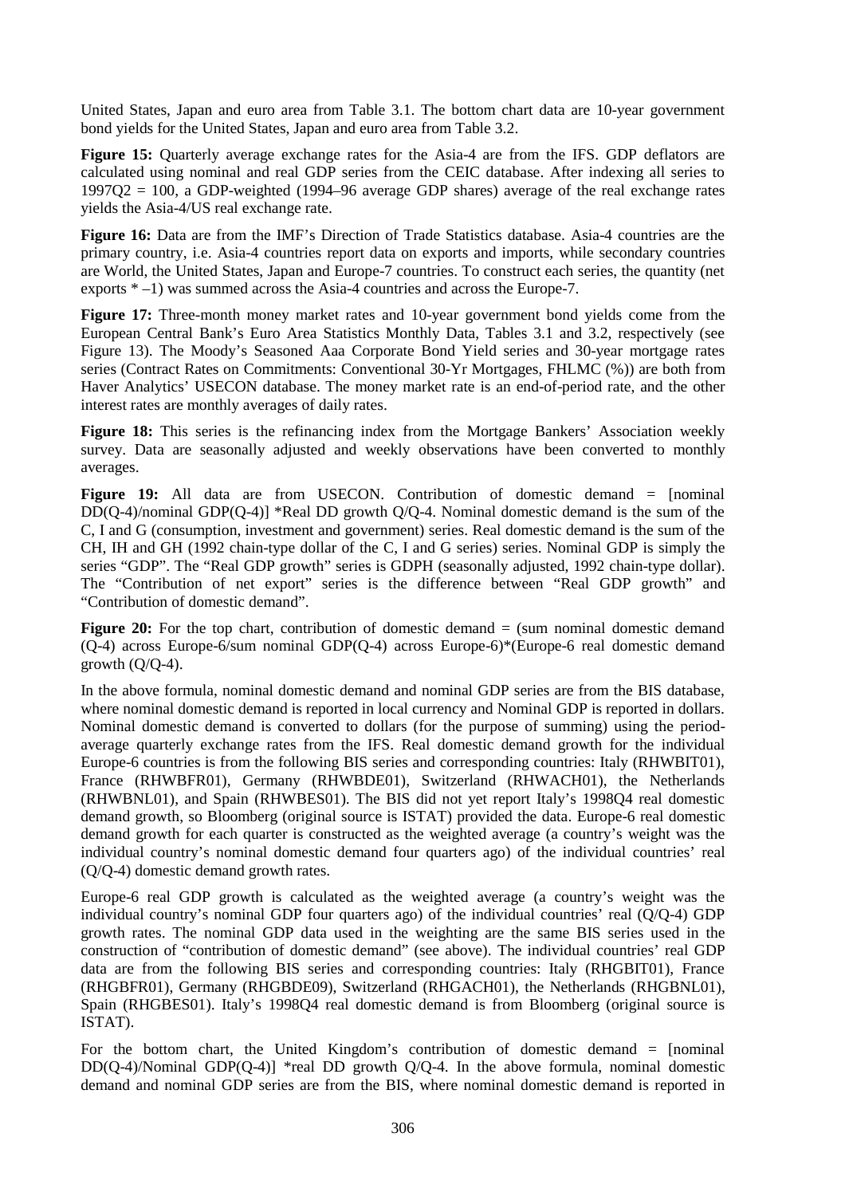United States, Japan and euro area from Table 3.1. The bottom chart data are 10-year government bond yields for the United States, Japan and euro area from Table 3.2.

**Figure 15:** Quarterly average exchange rates for the Asia-4 are from the IFS. GDP deflators are calculated using nominal and real GDP series from the CEIC database. After indexing all series to 1997Q2 = 100, a GDP-weighted (1994–96 average GDP shares) average of the real exchange rates yields the Asia-4/US real exchange rate.

**Figure 16:** Data are from the IMF's Direction of Trade Statistics database. Asia-4 countries are the primary country, i.e. Asia-4 countries report data on exports and imports, while secondary countries are World, the United States, Japan and Europe-7 countries. To construct each series, the quantity (net exports * –1) was summed across the Asia-4 countries and across the Europe-7.

**Figure 17:** Three-month money market rates and 10-year government bond yields come from the European Central Bank's Euro Area Statistics Monthly Data, Tables 3.1 and 3.2, respectively (see Figure 13). The Moody's Seasoned Aaa Corporate Bond Yield series and 30-year mortgage rates series (Contract Rates on Commitments: Conventional 30-Yr Mortgages, FHLMC (%)) are both from Haver Analytics' USECON database. The money market rate is an end-of-period rate, and the other interest rates are monthly averages of daily rates.

**Figure 18:** This series is the refinancing index from the Mortgage Bankers' Association weekly survey. Data are seasonally adjusted and weekly observations have been converted to monthly averages.

**Figure 19:** All data are from USECON. Contribution of domestic demand = [nominal DD(Q-4)/nominal GDP(Q-4)] *Real DD growth Q/Q-4. Nominal domestic demand is the sum of the C, I and G (consumption, investment and government) series. Real domestic demand is the sum of the CH, IH and GH (1992 chain-type dollar of the C, I and G series) series. Nominal GDP is simply the series "GDP". The "Real GDP growth" series is GDPH (seasonally adjusted, 1992 chain-type dollar). The "Contribution of net export" series is the difference between "Real GDP growth" and "Contribution of domestic demand".

**Figure 20:** For the top chart, contribution of domestic demand = (sum nominal domestic demand (Q-4) across Europe-6/sum nominal GDP(Q-4) across Europe-6)*(Europe-6 real domestic demand growth (Q/Q-4).

In the above formula, nominal domestic demand and nominal GDP series are from the BIS database, where nominal domestic demand is reported in local currency and Nominal GDP is reported in dollars. Nominal domestic demand is converted to dollars (for the purpose of summing) using the period-average quarterly exchange rates from the IFS. Real domestic demand growth for the individual Europe-6 countries is from the following BIS series and corresponding countries: Italy (RHWBIT01), France (RHWBFR01), Germany (RHWBDE01), Switzerland (RHWACH01), the Netherlands (RHWBNL01), and Spain (RHWBES01). The BIS did not yet report Italy's 1998Q4 real domestic demand growth, so Bloomberg (original source is ISTAT) provided the data. Europe-6 real domestic demand growth for each quarter is constructed as the weighted average (a country's weight was the individual country's nominal domestic demand four quarters ago) of the individual countries' real (Q/Q-4) domestic demand growth rates.

Europe-6 real GDP growth is calculated as the weighted average (a country's weight was the individual country's nominal GDP four quarters ago) of the individual countries' real (Q/Q-4) GDP growth rates. The nominal GDP data used in the weighting are the same BIS series used in the construction of "contribution of domestic demand" (see above). The individual countries' real GDP data are from the following BIS series and corresponding countries: Italy (RHGBIT01), France (RHGBFR01), Germany (RHGBDE09), Switzerland (RHGACH01), the Netherlands (RHGBNL01), Spain (RHGBES01). Italy's 1998Q4 real domestic demand is from Bloomberg (original source is ISTAT).

For the bottom chart, the United Kingdom's contribution of domestic demand = [nominal DD(Q-4)/Nominal GDP(Q-4)] *real DD growth Q/Q-4. In the above formula, nominal domestic demand and nominal GDP series are from the BIS, where nominal domestic demand is reported in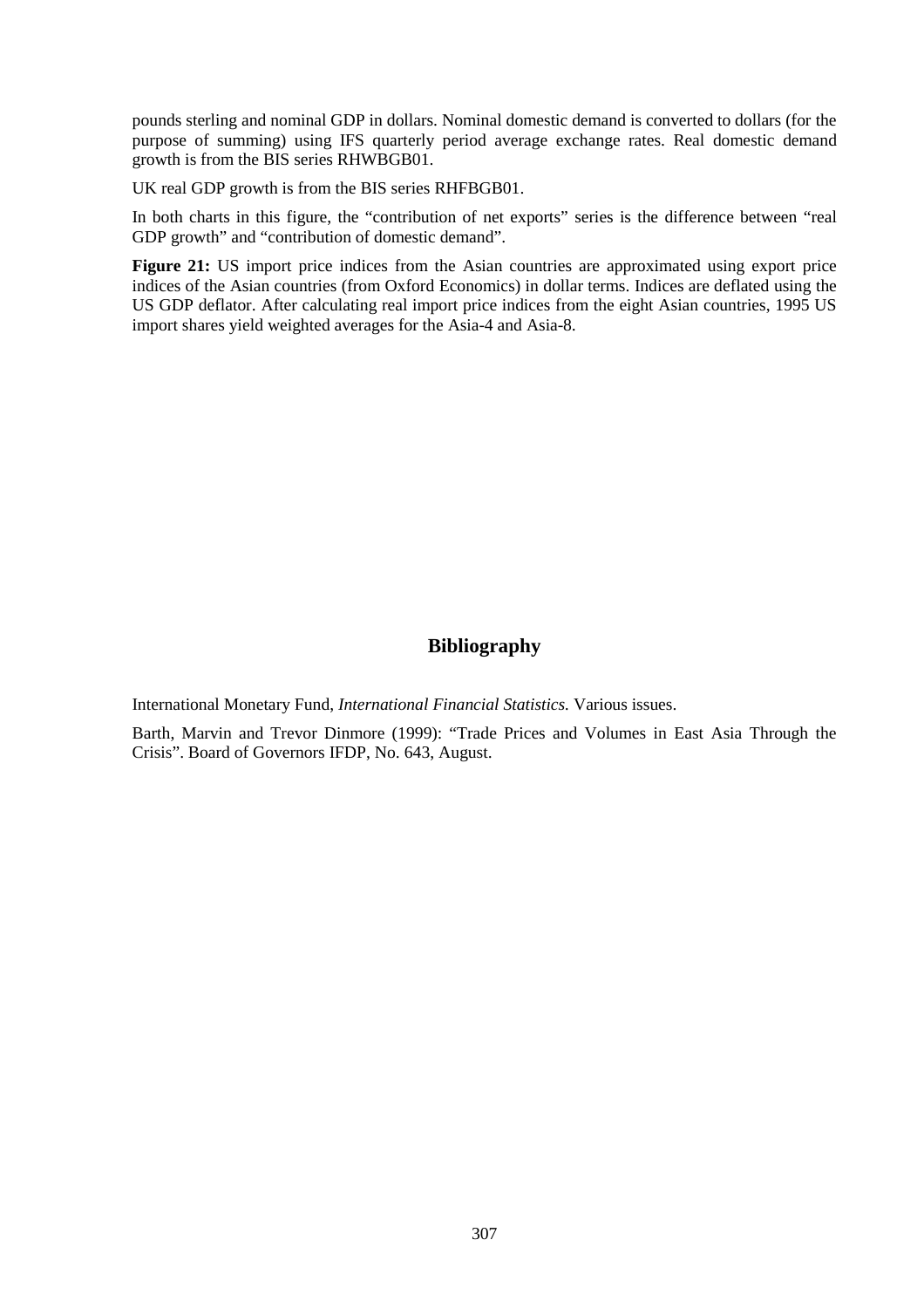pounds sterling and nominal GDP in dollars. Nominal domestic demand is converted to dollars (for the purpose of summing) using IFS quarterly period average exchange rates. Real domestic demand growth is from the BIS series RHWBGB01.

UK real GDP growth is from the BIS series RHFBGB01.

In both charts in this figure, the "contribution of net exports" series is the difference between "real GDP growth" and "contribution of domestic demand".

**Figure 21:** US import price indices from the Asian countries are approximated using export price indices of the Asian countries (from Oxford Economics) in dollar terms. Indices are deflated using the US GDP deflator. After calculating real import price indices from the eight Asian countries, 1995 US import shares yield weighted averages for the Asia-4 and Asia-8.

## Bibliography

International Monetary Fund, *International Financial Statistics.* Various issues.

Barth, Marvin and Trevor Dinmore (1999): "Trade Prices and Volumes in East Asia Through the Crisis". Board of Governors IFDP, No. 643, August.